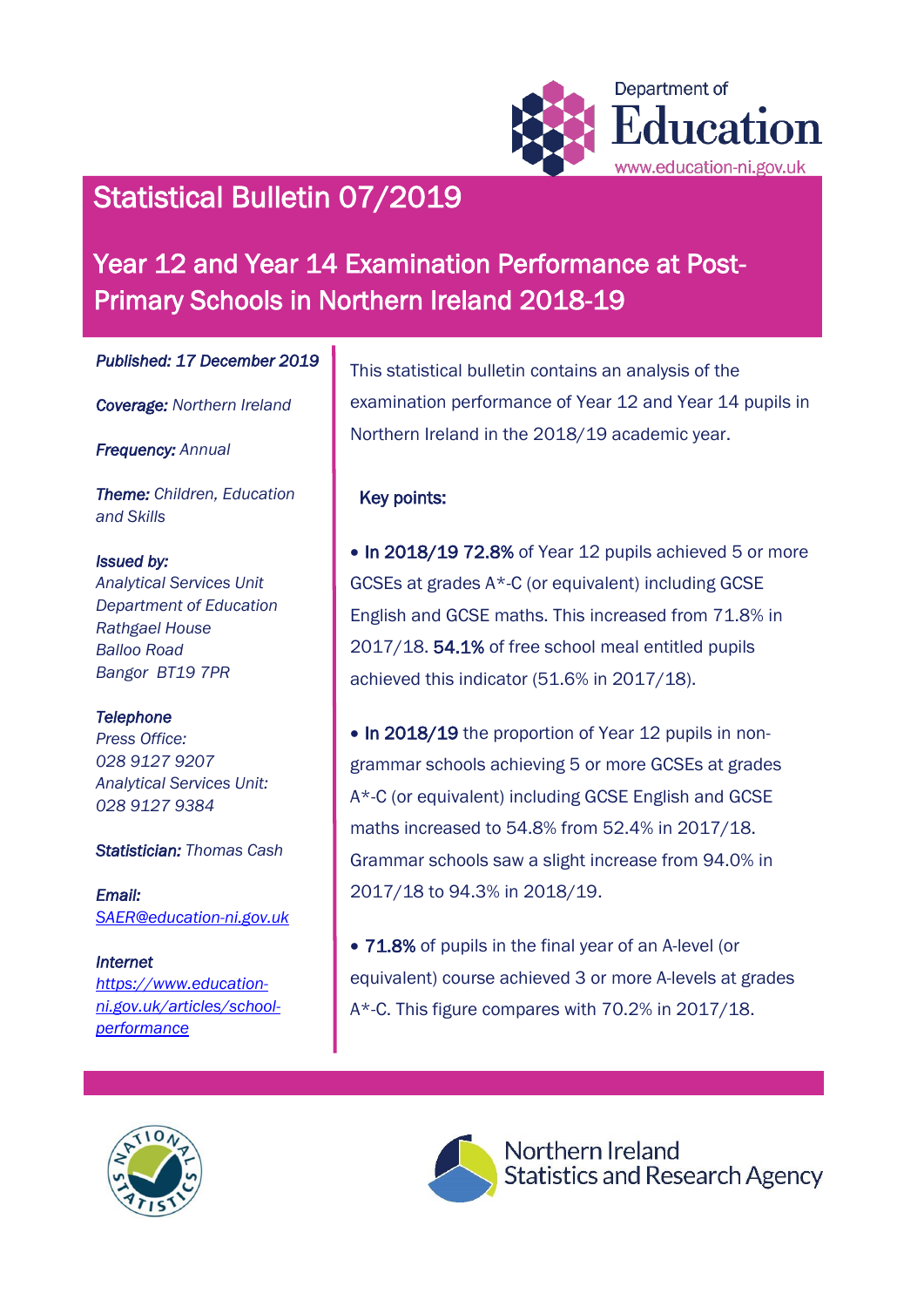Department of
Education
www.education-ni.gov.uk

# Statistical Bulletin 07/2019

## Year 12 and Year 14 Examination Performance at Post-Primary Schools in Northern Ireland 2018-19

***Published:** 17 December 2019*

***Coverage:** Northern Ireland*

***Frequency:** Annual*

***Theme:** Children, Education and Skills*

***Issued by:***
*Analytical Services Unit*
*Department of Education*
*Rathgael House*
*Balloo Road*
*Bangor BT19 7PR*

***Telephone***
*Press Office:*
*028 9127 9207*
*Analytical Services Unit:*
*028 9127 9384*

***Statistician:** Thomas Cash*

***Email:***
*SAER@education-ni.gov.uk*

***Internet***
*https://www.education-ni.gov.uk/articles/school-performance*

This statistical bulletin contains an analysis of the examination performance of Year 12 and Year 14 pupils in Northern Ireland in the 2018/19 academic year.

### Key points:

- **In 2018/19 72.8%** of Year 12 pupils achieved 5 or more GCSEs at grades A*-C (or equivalent) including GCSE English and GCSE maths. This increased from 71.8% in 2017/18. **54.1%** of free school meal entitled pupils achieved this indicator (51.6% in 2017/18).

- **In 2018/19** the proportion of Year 12 pupils in non-grammar schools achieving 5 or more GCSEs at grades A*-C (or equivalent) including GCSE English and GCSE maths increased to 54.8% from 52.4% in 2017/18. Grammar schools saw a slight increase from 94.0% in 2017/18 to 94.3% in 2018/19.

- **71.8%** of pupils in the final year of an A-level (or equivalent) course achieved 3 or more A-levels at grades A*-C. This figure compares with 70.2% in 2017/18.

Northern Ireland Statistics and Research Agency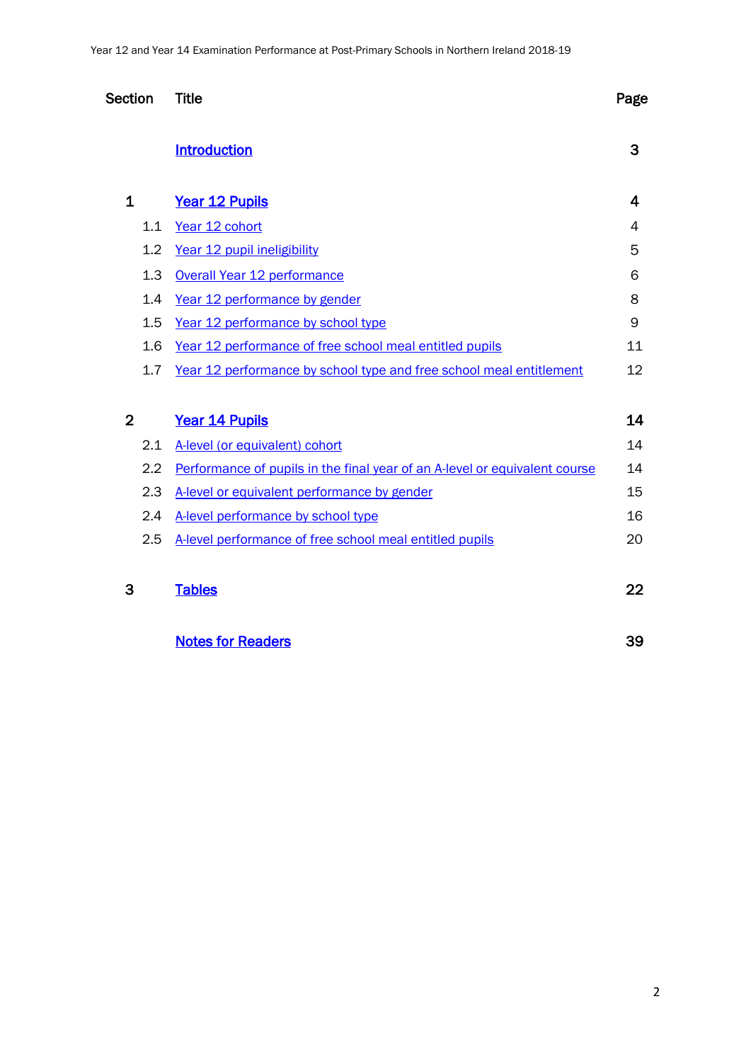| Section | Title | Page |
|---|---|---|
| | **Introduction** | **3** |
| **1** | **Year 12 Pupils** | **4** |
| 1.1 | Year 12 cohort | 4 |
| 1.2 | Year 12 pupil ineligibility | 5 |
| 1.3 | Overall Year 12 performance | 6 |
| 1.4 | Year 12 performance by gender | 8 |
| 1.5 | Year 12 performance by school type | 9 |
| 1.6 | Year 12 performance of free school meal entitled pupils | 11 |
| 1.7 | Year 12 performance by school type and free school meal entitlement | 12 |
| **2** | **Year 14 Pupils** | **14** |
| 2.1 | A-level (or equivalent) cohort | 14 |
| 2.2 | Performance of pupils in the final year of an A-level or equivalent course | 14 |
| 2.3 | A-level or equivalent performance by gender | 15 |
| 2.4 | A-level performance by school type | 16 |
| 2.5 | A-level performance of free school meal entitled pupils | 20 |
| **3** | **Tables** | **22** |
| | **Notes for Readers** | **39** |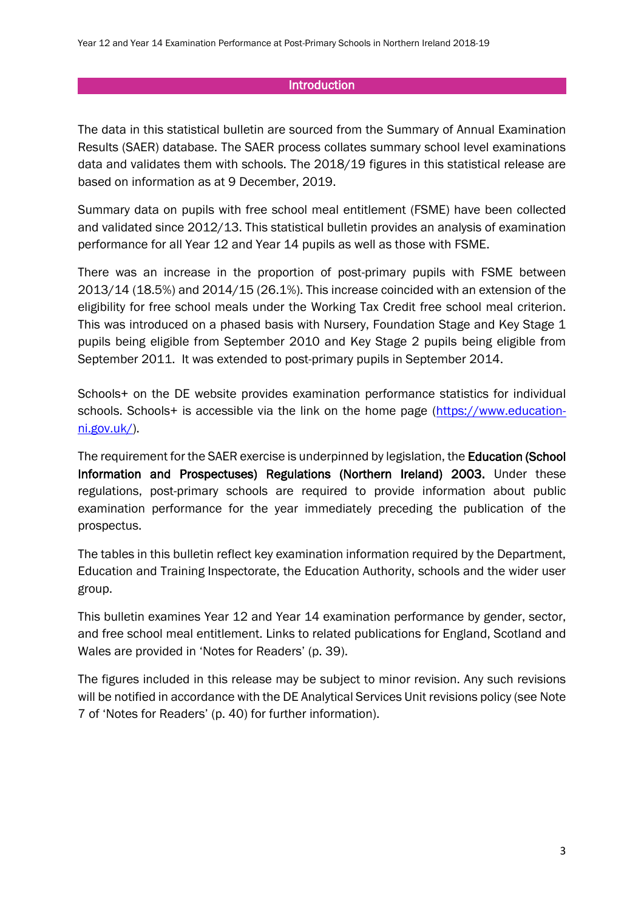## Introduction

The data in this statistical bulletin are sourced from the Summary of Annual Examination Results (SAER) database. The SAER process collates summary school level examinations data and validates them with schools. The 2018/19 figures in this statistical release are based on information as at 9 December, 2019.

Summary data on pupils with free school meal entitlement (FSME) have been collected and validated since 2012/13. This statistical bulletin provides an analysis of examination performance for all Year 12 and Year 14 pupils as well as those with FSME.

There was an increase in the proportion of post-primary pupils with FSME between 2013/14 (18.5%) and 2014/15 (26.1%). This increase coincided with an extension of the eligibility for free school meals under the Working Tax Credit free school meal criterion. This was introduced on a phased basis with Nursery, Foundation Stage and Key Stage 1 pupils being eligible from September 2010 and Key Stage 2 pupils being eligible from September 2011. It was extended to post-primary pupils in September 2014.

Schools+ on the DE website provides examination performance statistics for individual schools. Schools+ is accessible via the link on the home page (https://www.education-ni.gov.uk/).

The requirement for the SAER exercise is underpinned by legislation, the **Education (School Information and Prospectuses) Regulations (Northern Ireland) 2003.** Under these regulations, post-primary schools are required to provide information about public examination performance for the year immediately preceding the publication of the prospectus.

The tables in this bulletin reflect key examination information required by the Department, Education and Training Inspectorate, the Education Authority, schools and the wider user group.

This bulletin examines Year 12 and Year 14 examination performance by gender, sector, and free school meal entitlement. Links to related publications for England, Scotland and Wales are provided in 'Notes for Readers' (p. 39).

The figures included in this release may be subject to minor revision. Any such revisions will be notified in accordance with the DE Analytical Services Unit revisions policy (see Note 7 of 'Notes for Readers' (p. 40) for further information).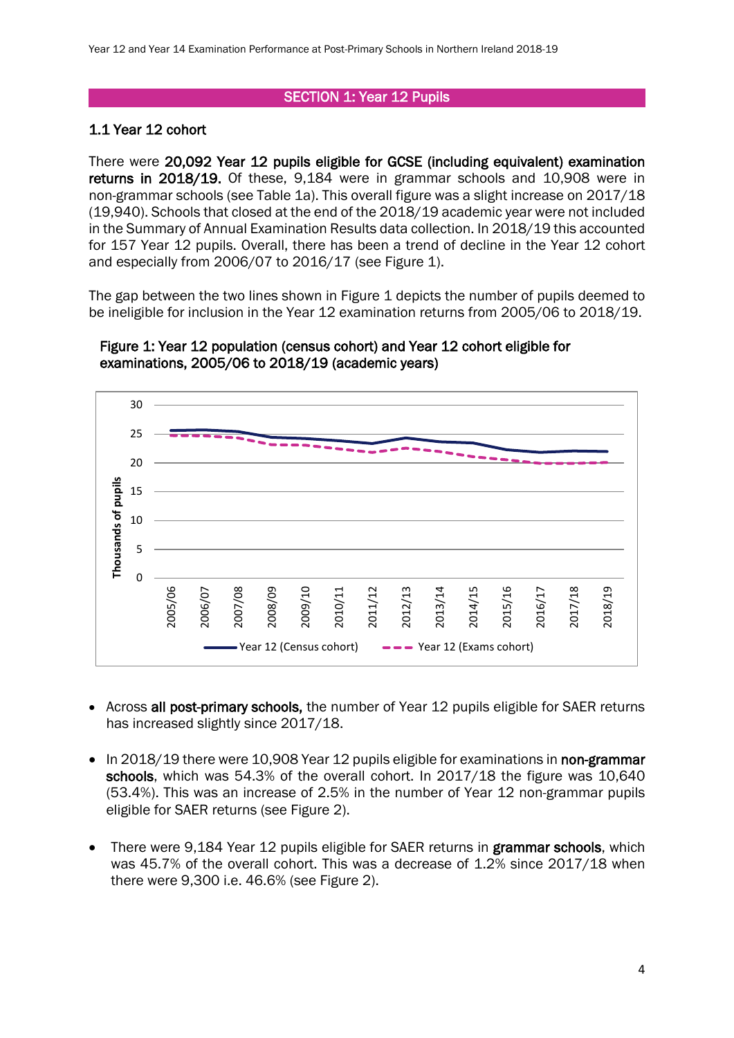## SECTION 1: Year 12 Pupils

### 1.1 Year 12 cohort

There were **20,092 Year 12 pupils eligible for GCSE (including equivalent) examination returns in 2018/19.** Of these, 9,184 were in grammar schools and 10,908 were in non-grammar schools (see Table 1a). This overall figure was a slight increase on 2017/18 (19,940). Schools that closed at the end of the 2018/19 academic year were not included in the Summary of Annual Examination Results data collection. In 2018/19 this accounted for 157 Year 12 pupils. Overall, there has been a trend of decline in the Year 12 cohort and especially from 2006/07 to 2016/17 (see Figure 1).

The gap between the two lines shown in Figure 1 depicts the number of pupils deemed to be ineligible for inclusion in the Year 12 examination returns from 2005/06 to 2018/19.

**Figure 1: Year 12 population (census cohort) and Year 12 cohort eligible for examinations, 2005/06 to 2018/19 (academic years)**

- Across **all post-primary schools,** the number of Year 12 pupils eligible for SAER returns has increased slightly since 2017/18.
- In 2018/19 there were 10,908 Year 12 pupils eligible for examinations in **non-grammar schools**, which was 54.3% of the overall cohort. In 2017/18 the figure was 10,640 (53.4%). This was an increase of 2.5% in the number of Year 12 non-grammar pupils eligible for SAER returns (see Figure 2).
- There were 9,184 Year 12 pupils eligible for SAER returns in **grammar schools**, which was 45.7% of the overall cohort. This was a decrease of 1.2% since 2017/18 when there were 9,300 i.e. 46.6% (see Figure 2).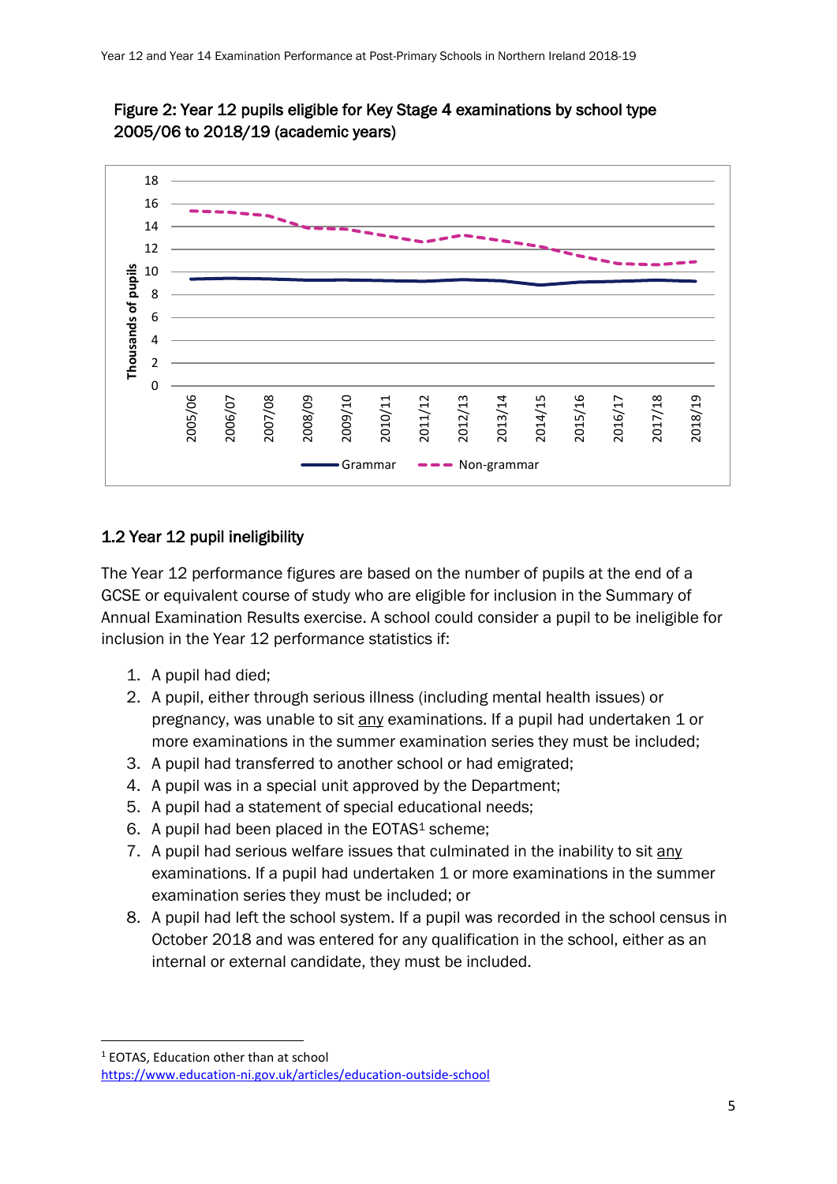Figure 2: Year 12 pupils eligible for Key Stage 4 examinations by school type 2005/06 to 2018/19 (academic years)

## 1.2 Year 12 pupil ineligibility

The Year 12 performance figures are based on the number of pupils at the end of a GCSE or equivalent course of study who are eligible for inclusion in the Summary of Annual Examination Results exercise. A school could consider a pupil to be ineligible for inclusion in the Year 12 performance statistics if:

1. A pupil had died;
2. A pupil, either through serious illness (including mental health issues) or pregnancy, was unable to sit any examinations. If a pupil had undertaken 1 or more examinations in the summer examination series they must be included;
3. A pupil had transferred to another school or had emigrated;
4. A pupil was in a special unit approved by the Department;
5. A pupil had a statement of special educational needs;
6. A pupil had been placed in the EOTAS[1] scheme;
7. A pupil had serious welfare issues that culminated in the inability to sit any examinations. If a pupil had undertaken 1 or more examinations in the summer examination series they must be included; or
8. A pupil had left the school system. If a pupil was recorded in the school census in October 2018 and was entered for any qualification in the school, either as an internal or external candidate, they must be included.

---

[1] EOTAS, Education other than at school https://www.education-ni.gov.uk/articles/education-outside-school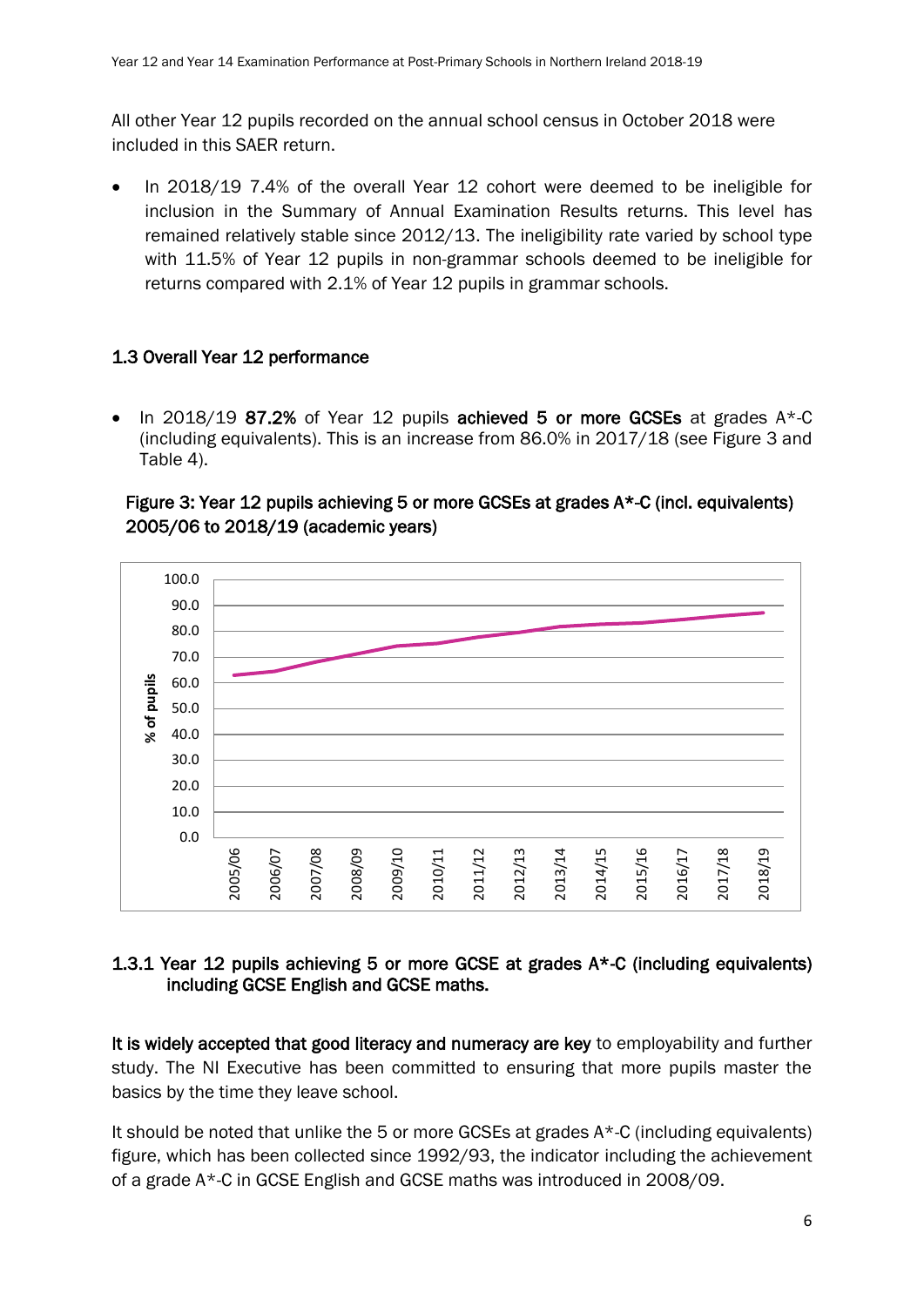All other Year 12 pupils recorded on the annual school census in October 2018 were included in this SAER return.

- In 2018/19 7.4% of the overall Year 12 cohort were deemed to be ineligible for inclusion in the Summary of Annual Examination Results returns. This level has remained relatively stable since 2012/13. The ineligibility rate varied by school type with 11.5% of Year 12 pupils in non-grammar schools deemed to be ineligible for returns compared with 2.1% of Year 12 pupils in grammar schools.

### 1.3 Overall Year 12 performance

- In 2018/19 **87.2%** of Year 12 pupils **achieved 5 or more GCSEs** at grades A*-C (including equivalents). This is an increase from 86.0% in 2017/18 (see Figure 3 and Table 4).

**Figure 3: Year 12 pupils achieving 5 or more GCSEs at grades A*-C (incl. equivalents) 2005/06 to 2018/19 (academic years)**

#### 1.3.1 Year 12 pupils achieving 5 or more GCSE at grades A*-C (including equivalents) including GCSE English and GCSE maths.

**It is widely accepted that good literacy and numeracy are key** to employability and further study. The NI Executive has been committed to ensuring that more pupils master the basics by the time they leave school.

It should be noted that unlike the 5 or more GCSEs at grades A*-C (including equivalents) figure, which has been collected since 1992/93, the indicator including the achievement of a grade A*-C in GCSE English and GCSE maths was introduced in 2008/09.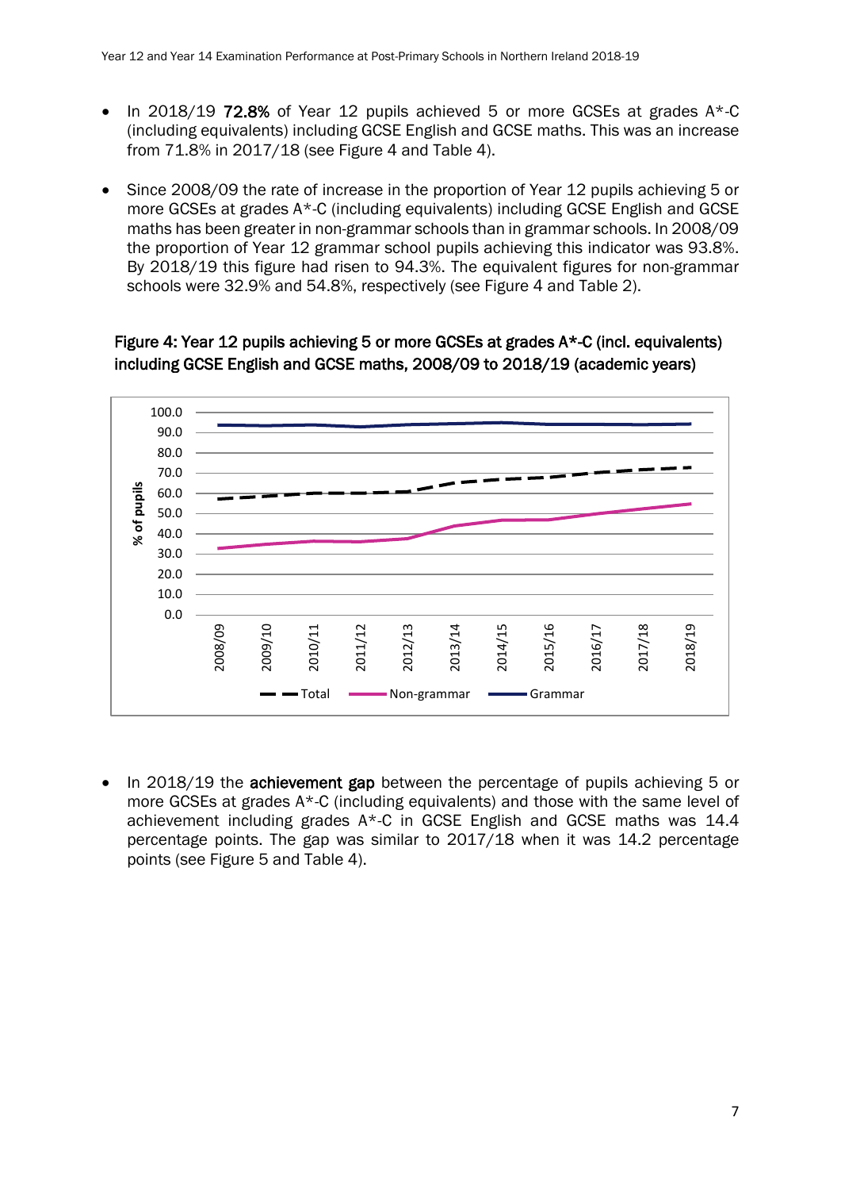- In 2018/19 **72.8%** of Year 12 pupils achieved 5 or more GCSEs at grades A*-C (including equivalents) including GCSE English and GCSE maths. This was an increase from 71.8% in 2017/18 (see Figure 4 and Table 4).

- Since 2008/09 the rate of increase in the proportion of Year 12 pupils achieving 5 or more GCSEs at grades A*-C (including equivalents) including GCSE English and GCSE maths has been greater in non-grammar schools than in grammar schools. In 2008/09 the proportion of Year 12 grammar school pupils achieving this indicator was 93.8%. By 2018/19 this figure had risen to 94.3%. The equivalent figures for non-grammar schools were 32.9% and 54.8%, respectively (see Figure 4 and Table 2).

**Figure 4: Year 12 pupils achieving 5 or more GCSEs at grades A*-C (incl. equivalents) including GCSE English and GCSE maths, 2008/09 to 2018/19 (academic years)**

- In 2018/19 the **achievement gap** between the percentage of pupils achieving 5 or more GCSEs at grades A*-C (including equivalents) and those with the same level of achievement including grades A*-C in GCSE English and GCSE maths was 14.4 percentage points. The gap was similar to 2017/18 when it was 14.2 percentage points (see Figure 5 and Table 4).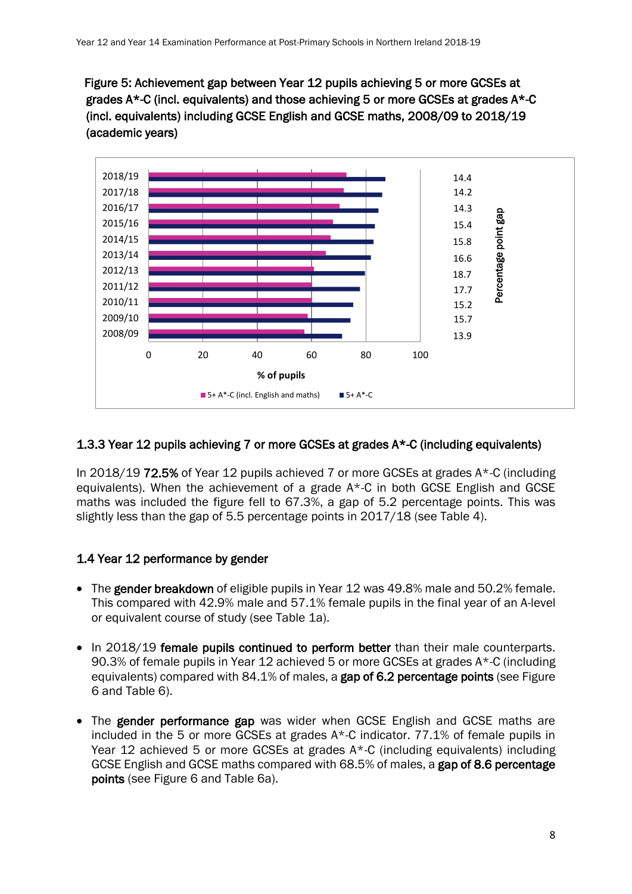**Figure 5: Achievement gap between Year 12 pupils achieving 5 or more GCSEs at grades A*-C (incl. equivalents) and those achieving 5 or more GCSEs at grades A*-C (incl. equivalents) including GCSE English and GCSE maths, 2008/09 to 2018/19 (academic years)**

| Academic year | Percentage point gap |
|---|---|
| 2018/19 | 14.4 |
| 2017/18 | 14.2 |
| 2016/17 | 14.3 |
| 2015/16 | 15.4 |
| 2014/15 | 15.8 |
| 2013/14 | 16.6 |
| 2012/13 | 18.7 |
| 2011/12 | 17.7 |
| 2010/11 | 15.2 |
| 2009/10 | 15.7 |
| 2008/09 | 13.9 |

% of pupils

5+ A*-C (incl. English and maths) | 5+ A*-C

### 1.3.3 Year 12 pupils achieving 7 or more GCSEs at grades A*-C (including equivalents)

In 2018/19 **72.5%** of Year 12 pupils achieved 7 or more GCSEs at grades A*-C (including equivalents). When the achievement of a grade A*-C in both GCSE English and GCSE maths was included the figure fell to 67.3%, a gap of 5.2 percentage points. This was slightly less than the gap of 5.5 percentage points in 2017/18 (see Table 4).

### 1.4 Year 12 performance by gender

- The **gender breakdown** of eligible pupils in Year 12 was 49.8% male and 50.2% female. This compared with 42.9% male and 57.1% female pupils in the final year of an A-level or equivalent course of study (see Table 1a).
- In 2018/19 **female pupils continued to perform better** than their male counterparts. 90.3% of female pupils in Year 12 achieved 5 or more GCSEs at grades A*-C (including equivalents) compared with 84.1% of males, a **gap of 6.2 percentage points** (see Figure 6 and Table 6).
- The **gender performance gap** was wider when GCSE English and GCSE maths are included in the 5 or more GCSEs at grades A*-C indicator. 77.1% of female pupils in Year 12 achieved 5 or more GCSEs at grades A*-C (including equivalents) including GCSE English and GCSE maths compared with 68.5% of males, a **gap of 8.6 percentage points** (see Figure 6 and Table 6a).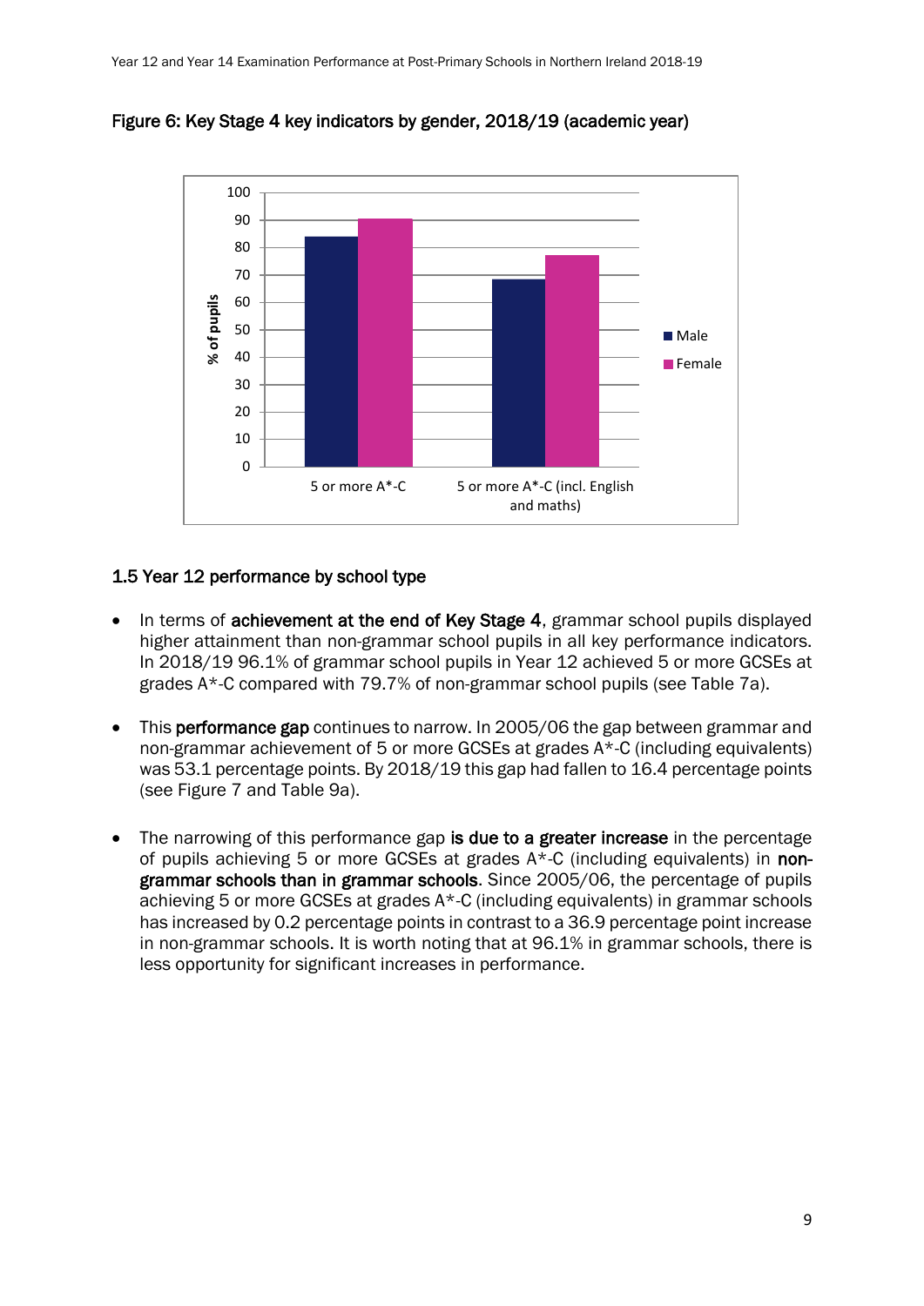Figure 6: Key Stage 4 key indicators by gender, 2018/19 (academic year)

## 1.5 Year 12 performance by school type

- In terms of **achievement at the end of Key Stage 4**, grammar school pupils displayed higher attainment than non-grammar school pupils in all key performance indicators. In 2018/19 96.1% of grammar school pupils in Year 12 achieved 5 or more GCSEs at grades A*-C compared with 79.7% of non-grammar school pupils (see Table 7a).

- This **performance gap** continues to narrow. In 2005/06 the gap between grammar and non-grammar achievement of 5 or more GCSEs at grades A*-C (including equivalents) was 53.1 percentage points. By 2018/19 this gap had fallen to 16.4 percentage points (see Figure 7 and Table 9a).

- The narrowing of this performance gap **is due to a greater increase** in the percentage of pupils achieving 5 or more GCSEs at grades A*-C (including equivalents) in **non-grammar schools than in grammar schools**. Since 2005/06, the percentage of pupils achieving 5 or more GCSEs at grades A*-C (including equivalents) in grammar schools has increased by 0.2 percentage points in contrast to a 36.9 percentage point increase in non-grammar schools. It is worth noting that at 96.1% in grammar schools, there is less opportunity for significant increases in performance.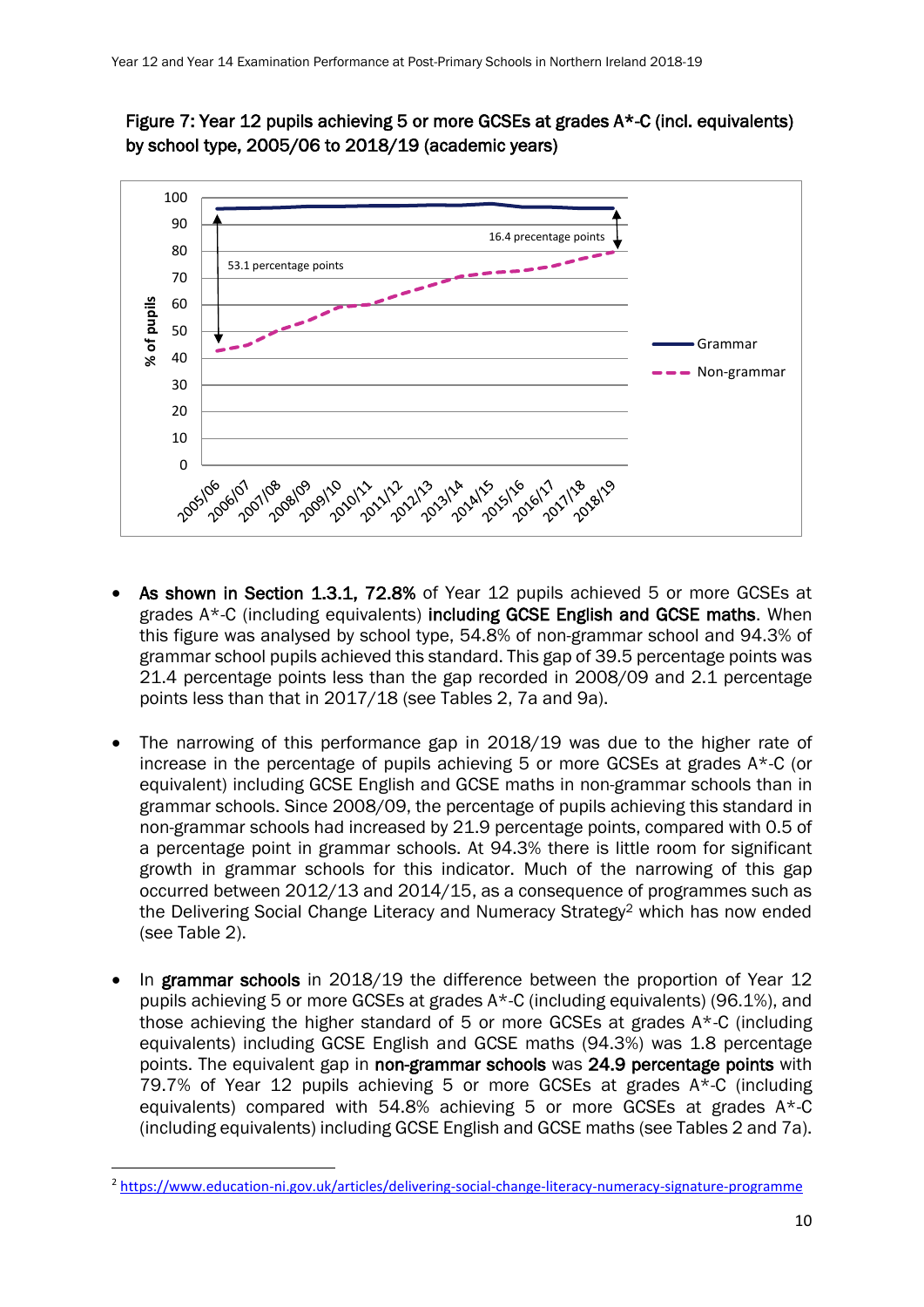**Figure 7: Year 12 pupils achieving 5 or more GCSEs at grades A*-C (incl. equivalents) by school type, 2005/06 to 2018/19 (academic years)**

- **As shown in Section 1.3.1, 72.8%** of Year 12 pupils achieved 5 or more GCSEs at grades A*-C (including equivalents) **including GCSE English and GCSE maths**. When this figure was analysed by school type, 54.8% of non-grammar school and 94.3% of grammar school pupils achieved this standard. This gap of 39.5 percentage points was 21.4 percentage points less than the gap recorded in 2008/09 and 2.1 percentage points less than that in 2017/18 (see Tables 2, 7a and 9a).

- The narrowing of this performance gap in 2018/19 was due to the higher rate of increase in the percentage of pupils achieving 5 or more GCSEs at grades A*-C (or equivalent) including GCSE English and GCSE maths in non-grammar schools than in grammar schools. Since 2008/09, the percentage of pupils achieving this standard in non-grammar schools had increased by 21.9 percentage points, compared with 0.5 of a percentage point in grammar schools. At 94.3% there is little room for significant growth in grammar schools for this indicator. Much of the narrowing of this gap occurred between 2012/13 and 2014/15, as a consequence of programmes such as the Delivering Social Change Literacy and Numeracy Strategy[2] which has now ended (see Table 2).

- In **grammar schools** in 2018/19 the difference between the proportion of Year 12 pupils achieving 5 or more GCSEs at grades A*-C (including equivalents) (96.1%), and those achieving the higher standard of 5 or more GCSEs at grades A*-C (including equivalents) including GCSE English and GCSE maths (94.3%) was 1.8 percentage points. The equivalent gap in **non-grammar schools** was **24.9 percentage points** with 79.7% of Year 12 pupils achieving 5 or more GCSEs at grades A*-C (including equivalents) compared with 54.8% achieving 5 or more GCSEs at grades A*-C (including equivalents) including GCSE English and GCSE maths (see Tables 2 and 7a).

[2] https://www.education-ni.gov.uk/articles/delivering-social-change-literacy-numeracy-signature-programme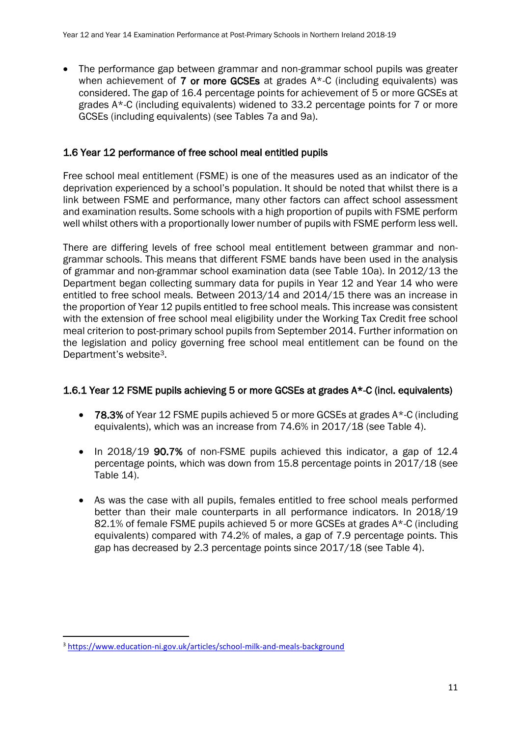- The performance gap between grammar and non-grammar school pupils was greater when achievement of **7 or more GCSEs** at grades A*-C (including equivalents) was considered. The gap of 16.4 percentage points for achievement of 5 or more GCSEs at grades A*-C (including equivalents) widened to 33.2 percentage points for 7 or more GCSEs (including equivalents) (see Tables 7a and 9a).

### 1.6 Year 12 performance of free school meal entitled pupils

Free school meal entitlement (FSME) is one of the measures used as an indicator of the deprivation experienced by a school's population. It should be noted that whilst there is a link between FSME and performance, many other factors can affect school assessment and examination results. Some schools with a high proportion of pupils with FSME perform well whilst others with a proportionally lower number of pupils with FSME perform less well.

There are differing levels of free school meal entitlement between grammar and non-grammar schools. This means that different FSME bands have been used in the analysis of grammar and non-grammar school examination data (see Table 10a). In 2012/13 the Department began collecting summary data for pupils in Year 12 and Year 14 who were entitled to free school meals. Between 2013/14 and 2014/15 there was an increase in the proportion of Year 12 pupils entitled to free school meals. This increase was consistent with the extension of free school meal eligibility under the Working Tax Credit free school meal criterion to post-primary school pupils from September 2014. Further information on the legislation and policy governing free school meal entitlement can be found on the Department's website[3].

#### 1.6.1 Year 12 FSME pupils achieving 5 or more GCSEs at grades A*-C (incl. equivalents)

- **78.3%** of Year 12 FSME pupils achieved 5 or more GCSEs at grades A*-C (including equivalents), which was an increase from 74.6% in 2017/18 (see Table 4).
- In 2018/19 **90.7%** of non-FSME pupils achieved this indicator, a gap of 12.4 percentage points, which was down from 15.8 percentage points in 2017/18 (see Table 14).
- As was the case with all pupils, females entitled to free school meals performed better than their male counterparts in all performance indicators. In 2018/19 82.1% of female FSME pupils achieved 5 or more GCSEs at grades A*-C (including equivalents) compared with 74.2% of males, a gap of 7.9 percentage points. This gap has decreased by 2.3 percentage points since 2017/18 (see Table 4).

[3] https://www.education-ni.gov.uk/articles/school-milk-and-meals-background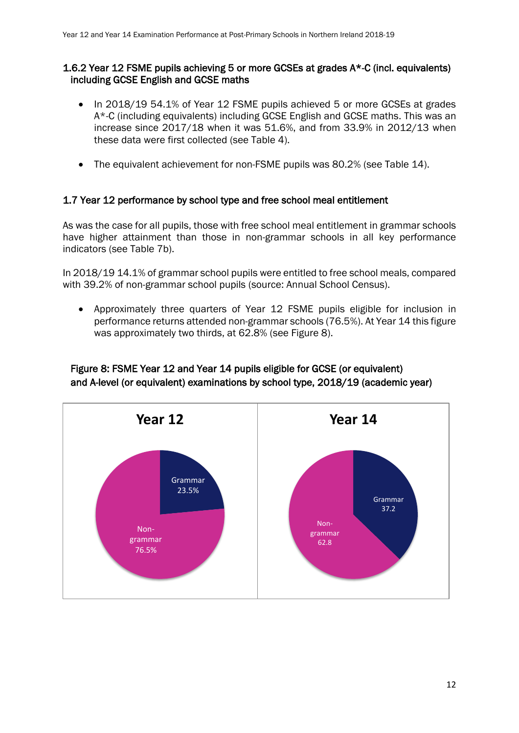### 1.6.2 Year 12 FSME pupils achieving 5 or more GCSEs at grades A*-C (incl. equivalents) including GCSE English and GCSE maths

- In 2018/19 54.1% of Year 12 FSME pupils achieved 5 or more GCSEs at grades A*-C (including equivalents) including GCSE English and GCSE maths. This was an increase since 2017/18 when it was 51.6%, and from 33.9% in 2012/13 when these data were first collected (see Table 4).
- The equivalent achievement for non-FSME pupils was 80.2% (see Table 14).

## 1.7 Year 12 performance by school type and free school meal entitlement

As was the case for all pupils, those with free school meal entitlement in grammar schools have higher attainment than those in non-grammar schools in all key performance indicators (see Table 7b).

In 2018/19 14.1% of grammar school pupils were entitled to free school meals, compared with 39.2% of non-grammar school pupils (source: Annual School Census).

- Approximately three quarters of Year 12 FSME pupils eligible for inclusion in performance returns attended non-grammar schools (76.5%). At Year 14 this figure was approximately two thirds, at 62.8% (see Figure 8).

**Figure 8: FSME Year 12 and Year 14 pupils eligible for GCSE (or equivalent) and A-level (or equivalent) examinations by school type, 2018/19 (academic year)**

| | Year 12 | Year 14 |
|---|---|---|
| Grammar | 23.5% | 37.2 |
| Non-grammar | 76.5% | 62.8 |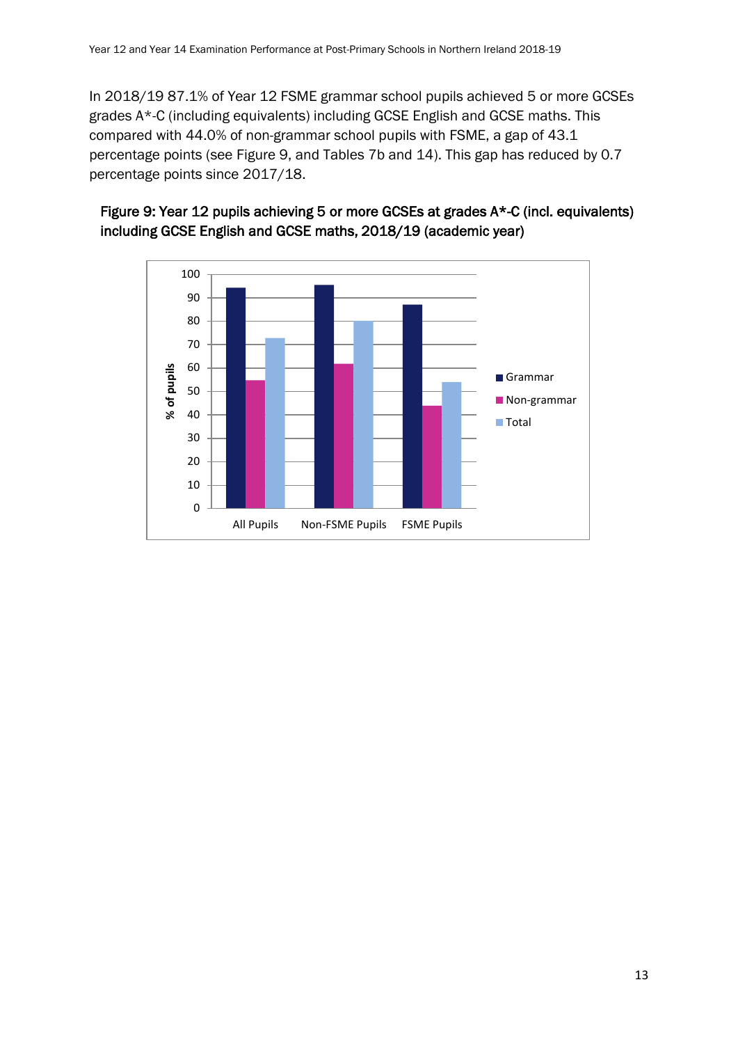In 2018/19 87.1% of Year 12 FSME grammar school pupils achieved 5 or more GCSEs grades A*-C (including equivalents) including GCSE English and GCSE maths. This compared with 44.0% of non-grammar school pupils with FSME, a gap of 43.1 percentage points (see Figure 9, and Tables 7b and 14). This gap has reduced by 0.7 percentage points since 2017/18.

**Figure 9: Year 12 pupils achieving 5 or more GCSEs at grades A*-C (incl. equivalents) including GCSE English and GCSE maths, 2018/19 (academic year)**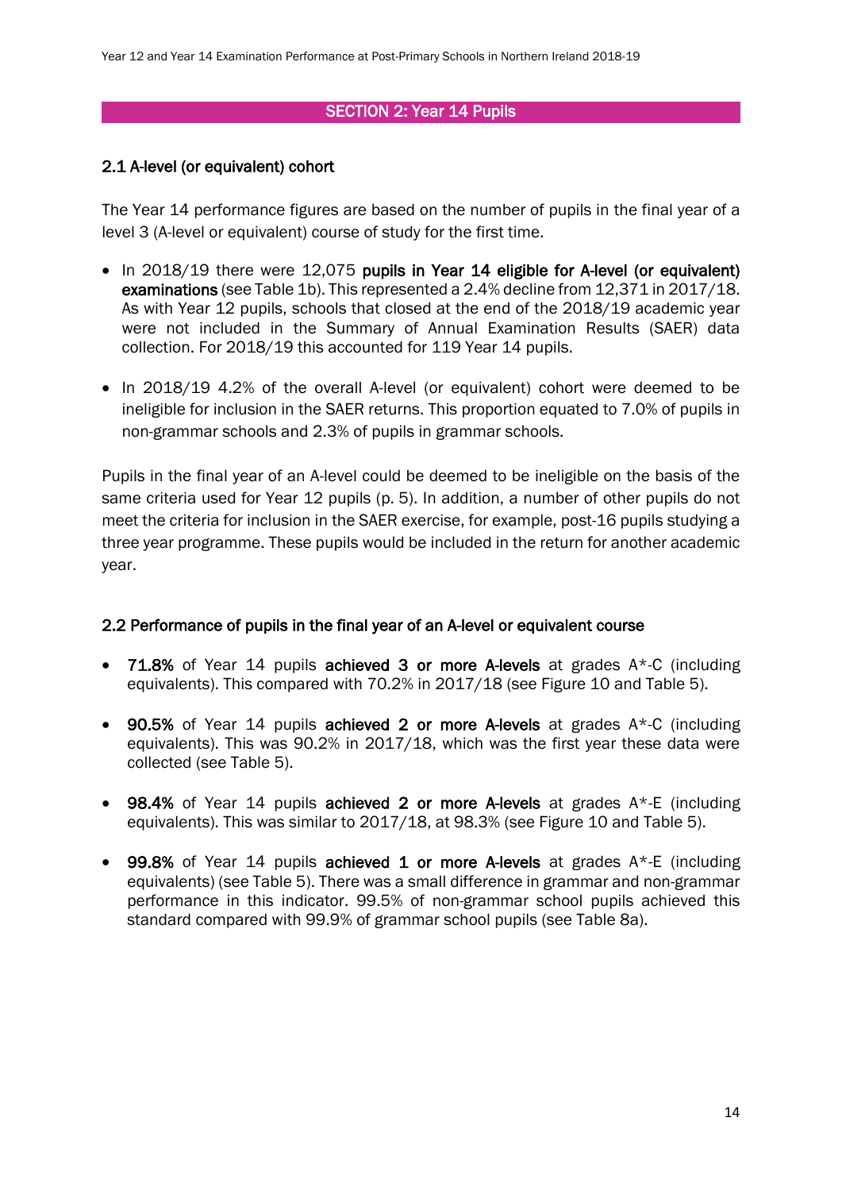## SECTION 2: Year 14 Pupils

### 2.1 A-level (or equivalent) cohort

The Year 14 performance figures are based on the number of pupils in the final year of a level 3 (A-level or equivalent) course of study for the first time.

- In 2018/19 there were 12,075 **pupils in Year 14 eligible for A-level (or equivalent) examinations** (see Table 1b). This represented a 2.4% decline from 12,371 in 2017/18. As with Year 12 pupils, schools that closed at the end of the 2018/19 academic year were not included in the Summary of Annual Examination Results (SAER) data collection. For 2018/19 this accounted for 119 Year 14 pupils.
- In 2018/19 4.2% of the overall A-level (or equivalent) cohort were deemed to be ineligible for inclusion in the SAER returns. This proportion equated to 7.0% of pupils in non-grammar schools and 2.3% of pupils in grammar schools.

Pupils in the final year of an A-level could be deemed to be ineligible on the basis of the same criteria used for Year 12 pupils (p. 5). In addition, a number of other pupils do not meet the criteria for inclusion in the SAER exercise, for example, post-16 pupils studying a three year programme. These pupils would be included in the return for another academic year.

### 2.2 Performance of pupils in the final year of an A-level or equivalent course

- **71.8%** of Year 14 pupils **achieved 3 or more A-levels** at grades A*-C (including equivalents). This compared with 70.2% in 2017/18 (see Figure 10 and Table 5).
- **90.5%** of Year 14 pupils **achieved 2 or more A-levels** at grades A*-C (including equivalents). This was 90.2% in 2017/18, which was the first year these data were collected (see Table 5).
- **98.4%** of Year 14 pupils **achieved 2 or more A-levels** at grades A*-E (including equivalents). This was similar to 2017/18, at 98.3% (see Figure 10 and Table 5).
- **99.8%** of Year 14 pupils **achieved 1 or more A-levels** at grades A*-E (including equivalents) (see Table 5). There was a small difference in grammar and non-grammar performance in this indicator. 99.5% of non-grammar school pupils achieved this standard compared with 99.9% of grammar school pupils (see Table 8a).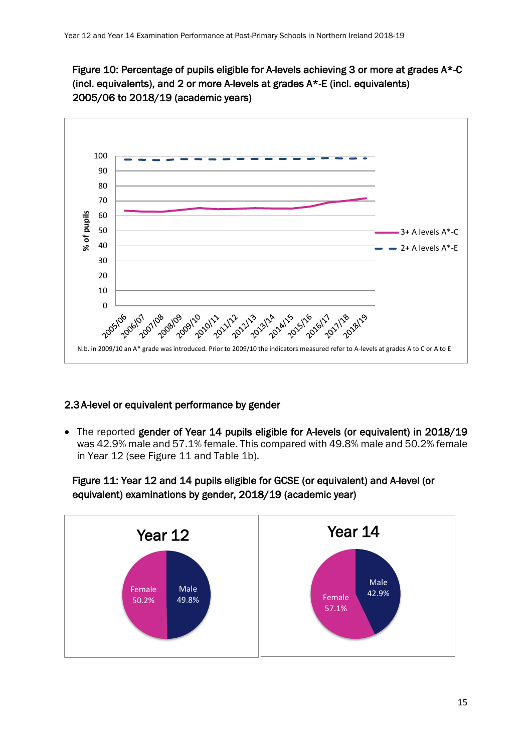**Figure 10: Percentage of pupils eligible for A-levels achieving 3 or more at grades A*-C (incl. equivalents), and 2 or more A-levels at grades A*-E (incl. equivalents) 2005/06 to 2018/19 (academic years)**

N.b. in 2009/10 an A* grade was introduced. Prior to 2009/10 the indicators measured refer to A-levels at grades A to C or A to E

## 2.3 A-level or equivalent performance by gender

- The reported **gender of Year 14 pupils eligible for A-levels (or equivalent) in 2018/19** was 42.9% male and 57.1% female. This compared with 49.8% male and 50.2% female in Year 12 (see Figure 11 and Table 1b).

**Figure 11: Year 12 and 14 pupils eligible for GCSE (or equivalent) and A-level (or equivalent) examinations by gender, 2018/19 (academic year)**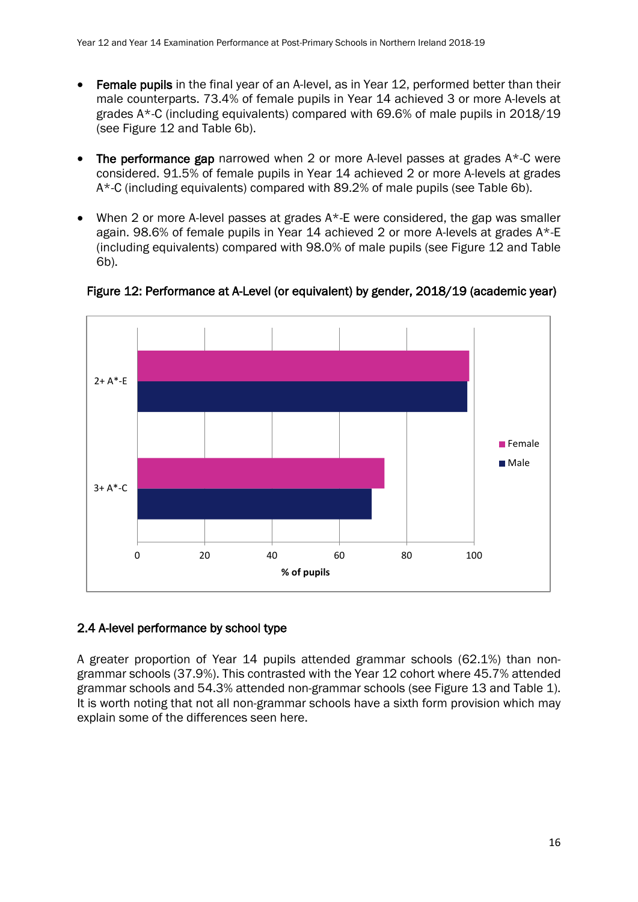- **Female pupils** in the final year of an A-level, as in Year 12, performed better than their male counterparts. 73.4% of female pupils in Year 14 achieved 3 or more A-levels at grades A*-C (including equivalents) compared with 69.6% of male pupils in 2018/19 (see Figure 12 and Table 6b).

- **The performance gap** narrowed when 2 or more A-level passes at grades A*-C were considered. 91.5% of female pupils in Year 14 achieved 2 or more A-levels at grades A*-C (including equivalents) compared with 89.2% of male pupils (see Table 6b).

- When 2 or more A-level passes at grades A*-E were considered, the gap was smaller again. 98.6% of female pupils in Year 14 achieved 2 or more A-levels at grades A*-E (including equivalents) compared with 98.0% of male pupils (see Figure 12 and Table 6b).

**Figure 12: Performance at A-Level (or equivalent) by gender, 2018/19 (academic year)**

## 2.4 A-level performance by school type

A greater proportion of Year 14 pupils attended grammar schools (62.1%) than non-grammar schools (37.9%). This contrasted with the Year 12 cohort where 45.7% attended grammar schools and 54.3% attended non-grammar schools (see Figure 13 and Table 1). It is worth noting that not all non-grammar schools have a sixth form provision which may explain some of the differences seen here.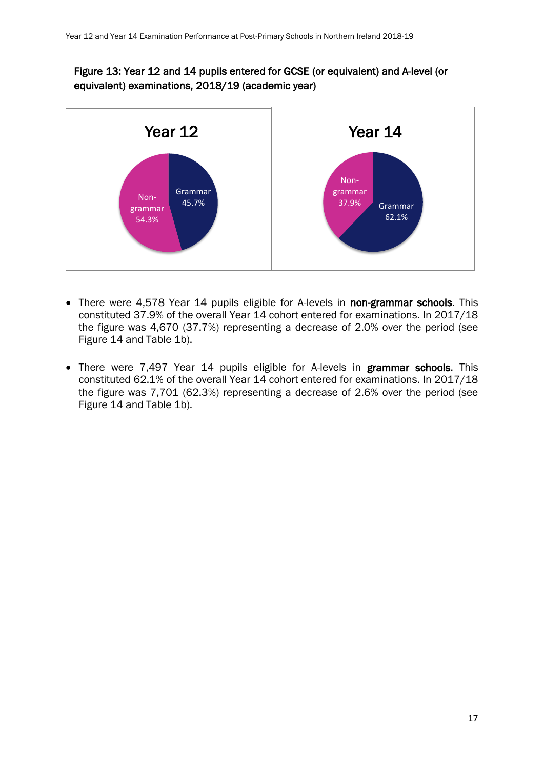**Figure 13: Year 12 and 14 pupils entered for GCSE (or equivalent) and A-level (or equivalent) examinations, 2018/19 (academic year)**

| | Year 12 | Year 14 |
|---|---|---|
| Grammar | 45.7% | 62.1% |
| Non-grammar | 54.3% | 37.9% |

- There were 4,578 Year 14 pupils eligible for A-levels in **non-grammar schools**. This constituted 37.9% of the overall Year 14 cohort entered for examinations. In 2017/18 the figure was 4,670 (37.7%) representing a decrease of 2.0% over the period (see Figure 14 and Table 1b).

- There were 7,497 Year 14 pupils eligible for A-levels in **grammar schools**. This constituted 62.1% of the overall Year 14 cohort entered for examinations. In 2017/18 the figure was 7,701 (62.3%) representing a decrease of 2.6% over the period (see Figure 14 and Table 1b).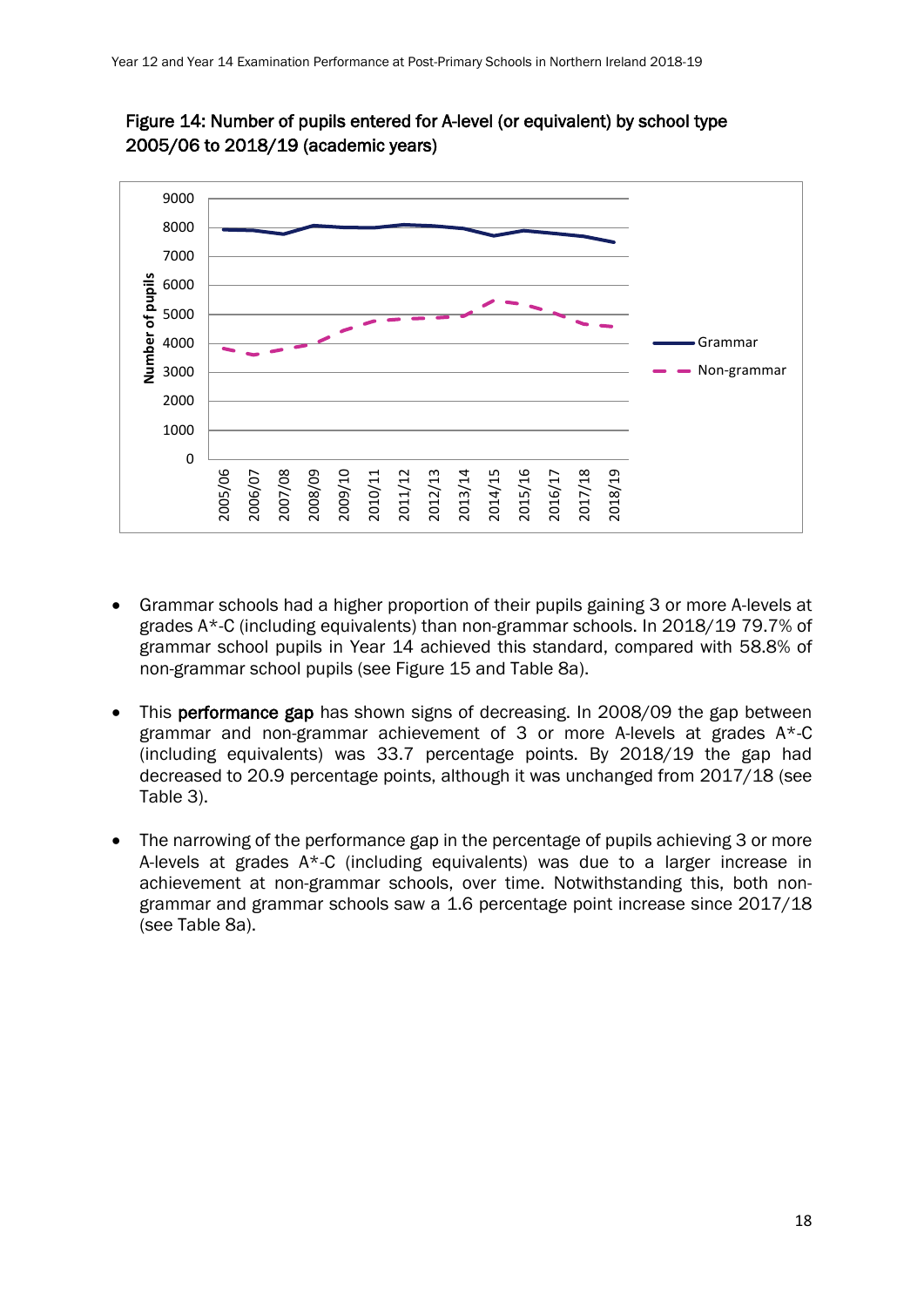**Figure 14: Number of pupils entered for A-level (or equivalent) by school type 2005/06 to 2018/19 (academic years)**

- Grammar schools had a higher proportion of their pupils gaining 3 or more A-levels at grades A*-C (including equivalents) than non-grammar schools. In 2018/19 79.7% of grammar school pupils in Year 14 achieved this standard, compared with 58.8% of non-grammar school pupils (see Figure 15 and Table 8a).

- This **performance gap** has shown signs of decreasing. In 2008/09 the gap between grammar and non-grammar achievement of 3 or more A-levels at grades A*-C (including equivalents) was 33.7 percentage points. By 2018/19 the gap had decreased to 20.9 percentage points, although it was unchanged from 2017/18 (see Table 3).

- The narrowing of the performance gap in the percentage of pupils achieving 3 or more A-levels at grades A*-C (including equivalents) was due to a larger increase in achievement at non-grammar schools, over time. Notwithstanding this, both non-grammar and grammar schools saw a 1.6 percentage point increase since 2017/18 (see Table 8a).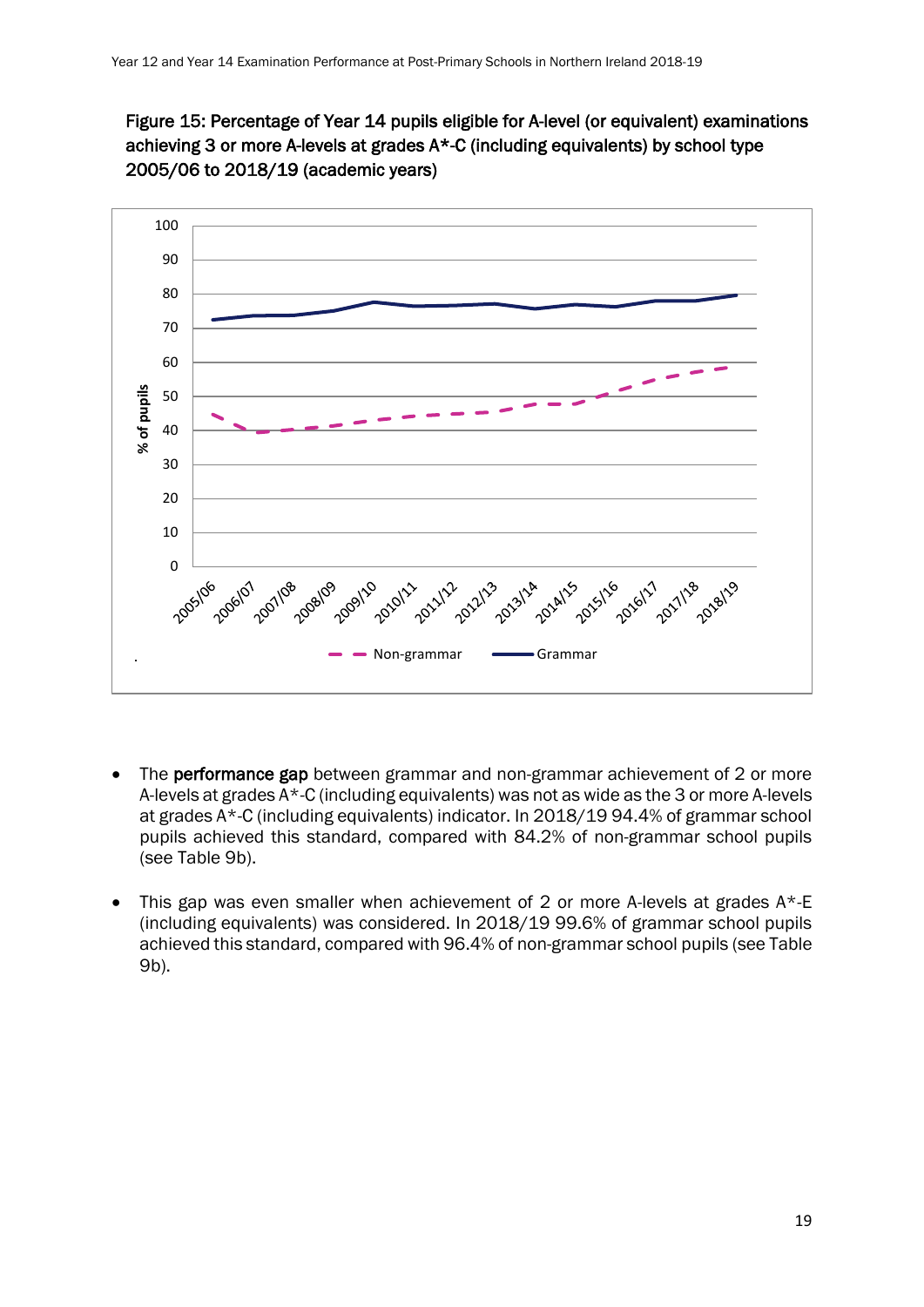**Figure 15: Percentage of Year 14 pupils eligible for A-level (or equivalent) examinations achieving 3 or more A-levels at grades A*-C (including equivalents) by school type 2005/06 to 2018/19 (academic years)**

- The **performance gap** between grammar and non-grammar achievement of 2 or more A-levels at grades A*-C (including equivalents) was not as wide as the 3 or more A-levels at grades A*-C (including equivalents) indicator. In 2018/19 94.4% of grammar school pupils achieved this standard, compared with 84.2% of non-grammar school pupils (see Table 9b).

- This gap was even smaller when achievement of 2 or more A-levels at grades A*-E (including equivalents) was considered. In 2018/19 99.6% of grammar school pupils achieved this standard, compared with 96.4% of non-grammar school pupils (see Table 9b).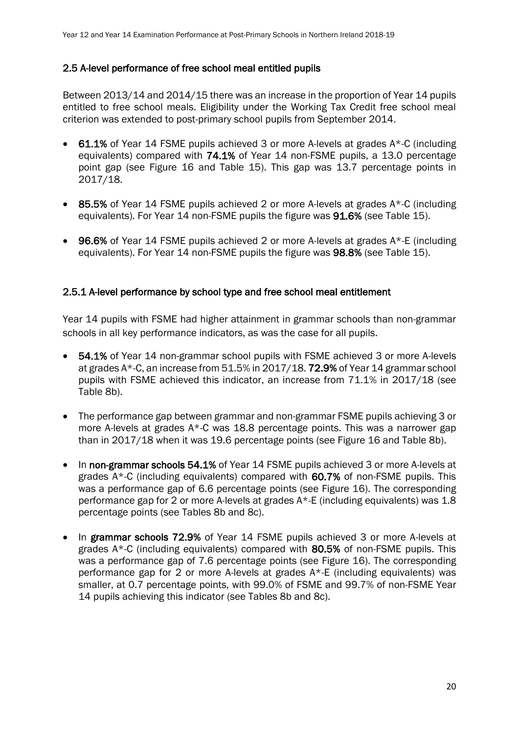## 2.5 A-level performance of free school meal entitled pupils

Between 2013/14 and 2014/15 there was an increase in the proportion of Year 14 pupils entitled to free school meals. Eligibility under the Working Tax Credit free school meal criterion was extended to post-primary school pupils from September 2014.

- **61.1%** of Year 14 FSME pupils achieved 3 or more A-levels at grades A*-C (including equivalents) compared with **74.1%** of Year 14 non-FSME pupils, a 13.0 percentage point gap (see Figure 16 and Table 15). This gap was 13.7 percentage points in 2017/18.
- **85.5%** of Year 14 FSME pupils achieved 2 or more A-levels at grades A*-C (including equivalents). For Year 14 non-FSME pupils the figure was **91.6%** (see Table 15).
- **96.6%** of Year 14 FSME pupils achieved 2 or more A-levels at grades A*-E (including equivalents). For Year 14 non-FSME pupils the figure was **98.8%** (see Table 15).

### 2.5.1 A-level performance by school type and free school meal entitlement

Year 14 pupils with FSME had higher attainment in grammar schools than non-grammar schools in all key performance indicators, as was the case for all pupils.

- **54.1%** of Year 14 non-grammar school pupils with FSME achieved 3 or more A-levels at grades A*-C, an increase from 51.5% in 2017/18. **72.9%** of Year 14 grammar school pupils with FSME achieved this indicator, an increase from 71.1% in 2017/18 (see Table 8b).
- The performance gap between grammar and non-grammar FSME pupils achieving 3 or more A-levels at grades A*-C was 18.8 percentage points. This was a narrower gap than in 2017/18 when it was 19.6 percentage points (see Figure 16 and Table 8b).
- In **non-grammar schools 54.1%** of Year 14 FSME pupils achieved 3 or more A-levels at grades A*-C (including equivalents) compared with **60.7%** of non-FSME pupils. This was a performance gap of 6.6 percentage points (see Figure 16). The corresponding performance gap for 2 or more A-levels at grades A*-E (including equivalents) was 1.8 percentage points (see Tables 8b and 8c).
- In **grammar schools 72.9%** of Year 14 FSME pupils achieved 3 or more A-levels at grades A*-C (including equivalents) compared with **80.5%** of non-FSME pupils. This was a performance gap of 7.6 percentage points (see Figure 16). The corresponding performance gap for 2 or more A-levels at grades A*-E (including equivalents) was smaller, at 0.7 percentage points, with 99.0% of FSME and 99.7% of non-FSME Year 14 pupils achieving this indicator (see Tables 8b and 8c).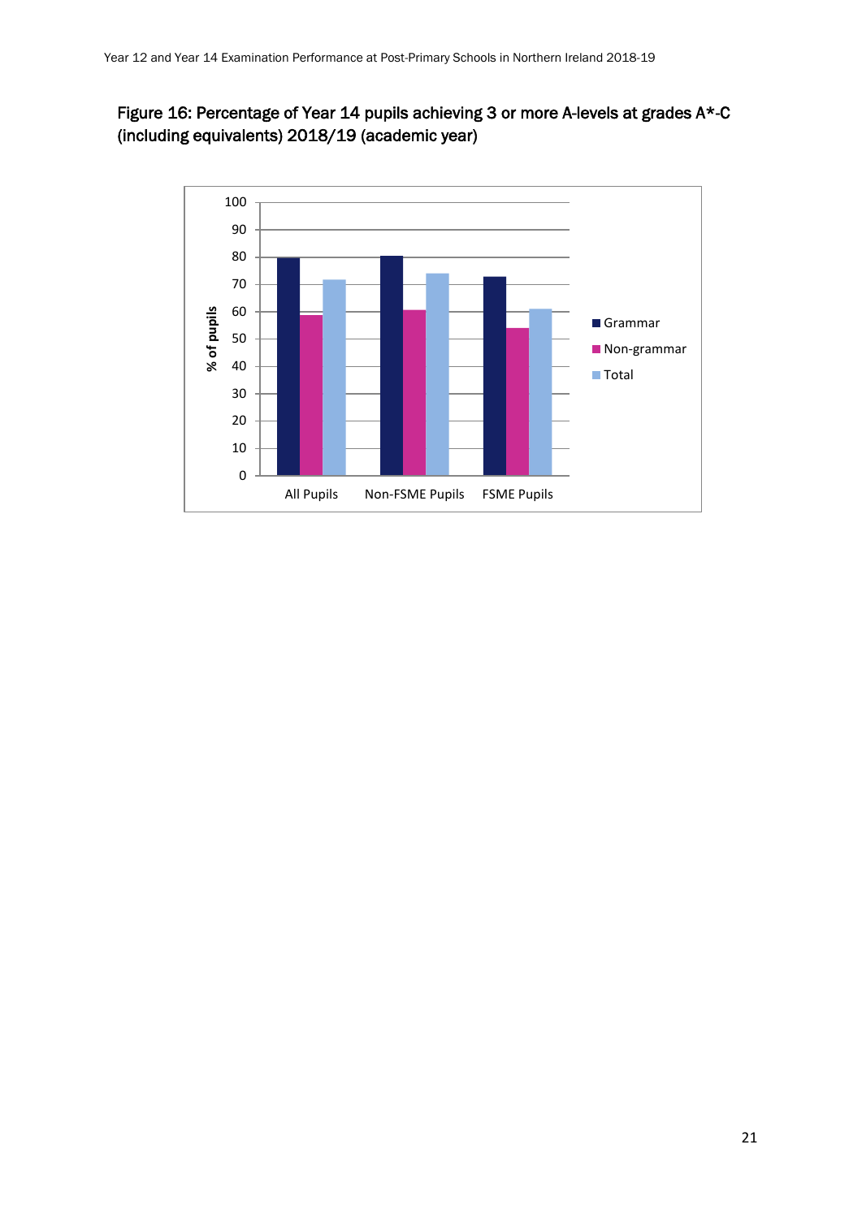Figure 16: Percentage of Year 14 pupils achieving 3 or more A-levels at grades A*-C (including equivalents) 2018/19 (academic year)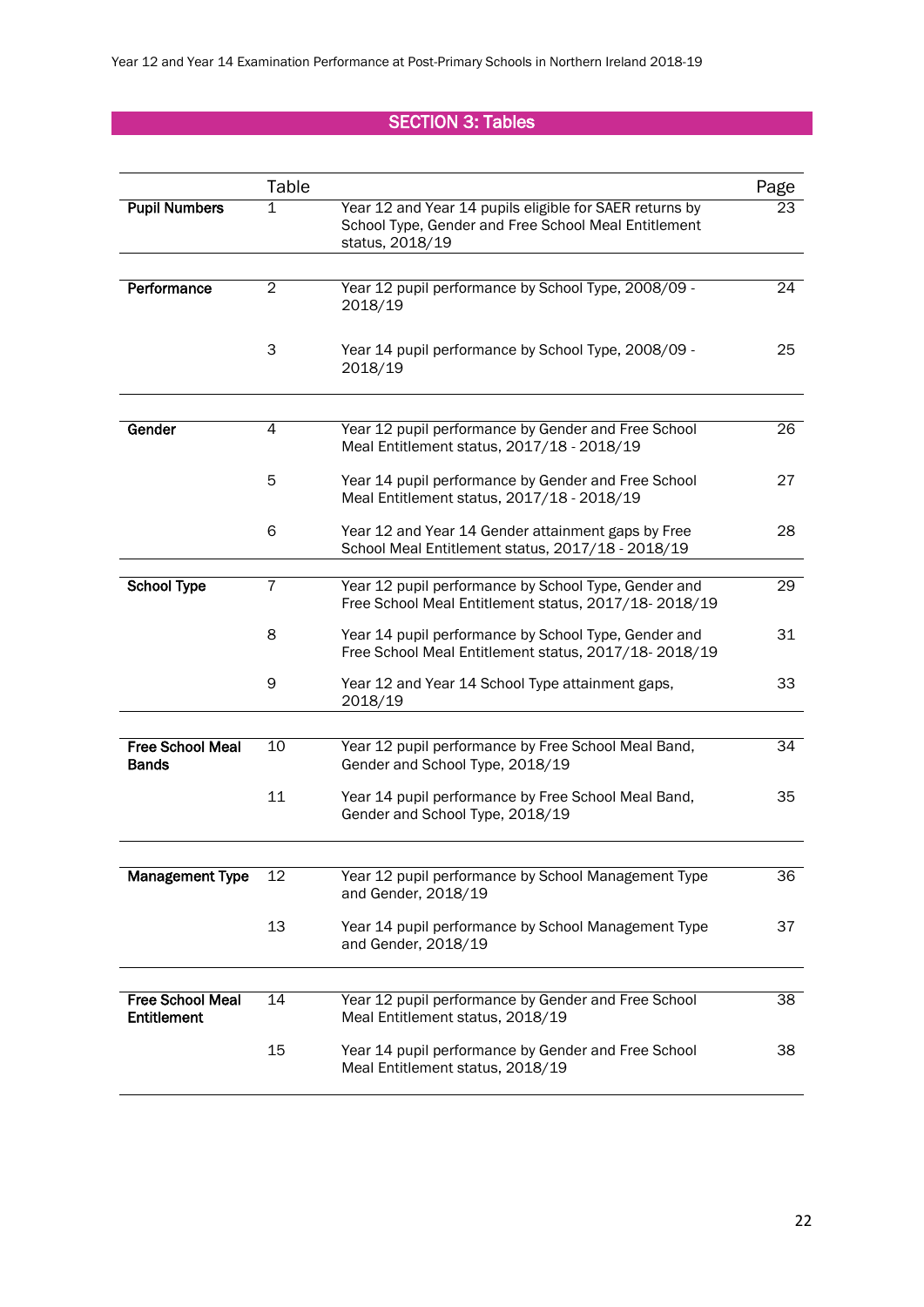## SECTION 3: Tables

| | Table | | Page |
|---|---|---|---|
| **Pupil Numbers** | 1 | Year 12 and Year 14 pupils eligible for SAER returns by School Type, Gender and Free School Meal Entitlement status, 2018/19 | 23 |
| **Performance** | 2 | Year 12 pupil performance by School Type, 2008/09 - 2018/19 | 24 |
| | 3 | Year 14 pupil performance by School Type, 2008/09 - 2018/19 | 25 |
| **Gender** | 4 | Year 12 pupil performance by Gender and Free School Meal Entitlement status, 2017/18 - 2018/19 | 26 |
| | 5 | Year 14 pupil performance by Gender and Free School Meal Entitlement status, 2017/18 - 2018/19 | 27 |
| | 6 | Year 12 and Year 14 Gender attainment gaps by Free School Meal Entitlement status, 2017/18 - 2018/19 | 28 |
| **School Type** | 7 | Year 12 pupil performance by School Type, Gender and Free School Meal Entitlement status, 2017/18- 2018/19 | 29 |
| | 8 | Year 14 pupil performance by School Type, Gender and Free School Meal Entitlement status, 2017/18- 2018/19 | 31 |
| | 9 | Year 12 and Year 14 School Type attainment gaps, 2018/19 | 33 |
| **Free School Meal Bands** | 10 | Year 12 pupil performance by Free School Meal Band, Gender and School Type, 2018/19 | 34 |
| | 11 | Year 14 pupil performance by Free School Meal Band, Gender and School Type, 2018/19 | 35 |
| **Management Type** | 12 | Year 12 pupil performance by School Management Type and Gender, 2018/19 | 36 |
| | 13 | Year 14 pupil performance by School Management Type and Gender, 2018/19 | 37 |
| **Free School Meal Entitlement** | 14 | Year 12 pupil performance by Gender and Free School Meal Entitlement status, 2018/19 | 38 |
| | 15 | Year 14 pupil performance by Gender and Free School Meal Entitlement status, 2018/19 | 38 |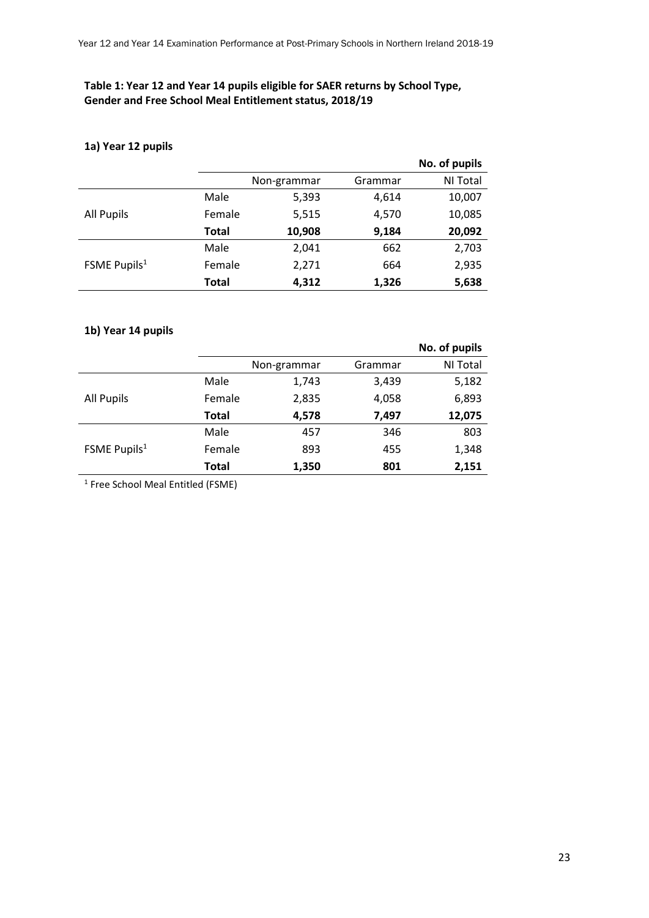**Table 1: Year 12 and Year 14 pupils eligible for SAER returns by School Type, Gender and Free School Meal Entitlement status, 2018/19**

**1a) Year 12 pupils**

| | | | | **No. of pupils** |
|---|---|---|---|---|
| | | Non-grammar | Grammar | NI Total |
| All Pupils | Male | 5,393 | 4,614 | 10,007 |
| | Female | 5,515 | 4,570 | 10,085 |
| | **Total** | **10,908** | **9,184** | **20,092** |
| FSME Pupils[1] | Male | 2,041 | 662 | 2,703 |
| | Female | 2,271 | 664 | 2,935 |
| | **Total** | **4,312** | **1,326** | **5,638** |

**1b) Year 14 pupils**

| | | | | **No. of pupils** |
|---|---|---|---|---|
| | | Non-grammar | Grammar | NI Total |
| All Pupils | Male | 1,743 | 3,439 | 5,182 |
| | Female | 2,835 | 4,058 | 6,893 |
| | **Total** | **4,578** | **7,497** | **12,075** |
| FSME Pupils[1] | Male | 457 | 346 | 803 |
| | Female | 893 | 455 | 1,348 |
| | **Total** | **1,350** | **801** | **2,151** |

[1] Free School Meal Entitled (FSME)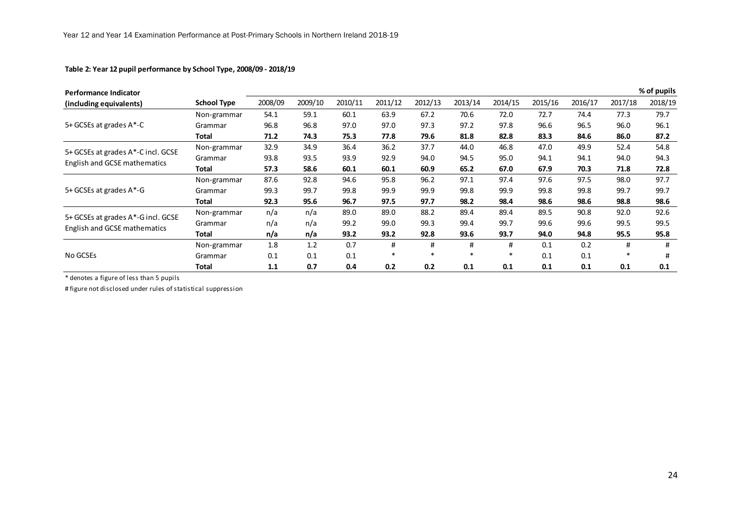**Table 2: Year 12 pupil performance by School Type, 2008/09 - 2018/19**

| Performance Indicator (including equivalents) | School Type | 2008/09 | 2009/10 | 2010/11 | 2011/12 | 2012/13 | 2013/14 | 2014/15 | 2015/16 | 2016/17 | 2017/18 | 2018/19 |
|---|---|---|---|---|---|---|---|---|---|---|---|---|
| | | | | | | | | | | | | % of pupils |
| 5+ GCSEs at grades A*-C | Non-grammar | 54.1 | 59.1 | 60.1 | 63.9 | 67.2 | 70.6 | 72.0 | 72.7 | 74.4 | 77.3 | 79.7 |
| | Grammar | 96.8 | 96.8 | 97.0 | 97.0 | 97.3 | 97.2 | 97.8 | 96.6 | 96.5 | 96.0 | 96.1 |
| | **Total** | **71.2** | **74.3** | **75.3** | **77.8** | **79.6** | **81.8** | **82.8** | **83.3** | **84.6** | **86.0** | **87.2** |
| 5+ GCSEs at grades A*-C incl. GCSE English and GCSE mathematics | Non-grammar | 32.9 | 34.9 | 36.4 | 36.2 | 37.7 | 44.0 | 46.8 | 47.0 | 49.9 | 52.4 | 54.8 |
| | Grammar | 93.8 | 93.5 | 93.9 | 92.9 | 94.0 | 94.5 | 95.0 | 94.1 | 94.1 | 94.0 | 94.3 |
| | **Total** | **57.3** | **58.6** | **60.1** | **60.1** | **60.9** | **65.2** | **67.0** | **67.9** | **70.3** | **71.8** | **72.8** |
| 5+ GCSEs at grades A*-G | Non-grammar | 87.6 | 92.8 | 94.6 | 95.8 | 96.2 | 97.1 | 97.4 | 97.6 | 97.5 | 98.0 | 97.7 |
| | Grammar | 99.3 | 99.7 | 99.8 | 99.9 | 99.9 | 99.8 | 99.9 | 99.8 | 99.8 | 99.7 | 99.7 |
| | **Total** | **92.3** | **95.6** | **96.7** | **97.5** | **97.7** | **98.2** | **98.4** | **98.6** | **98.6** | **98.8** | **98.6** |
| 5+ GCSEs at grades A*-G incl. GCSE English and GCSE mathematics | Non-grammar | n/a | n/a | 89.0 | 89.0 | 88.2 | 89.4 | 89.4 | 89.5 | 90.8 | 92.0 | 92.6 |
| | Grammar | n/a | n/a | 99.2 | 99.0 | 99.3 | 99.4 | 99.7 | 99.6 | 99.6 | 99.5 | 99.5 |
| | **Total** | **n/a** | **n/a** | **93.2** | **93.2** | **92.8** | **93.6** | **93.7** | **94.0** | **94.8** | **95.5** | **95.8** |
| No GCSEs | Non-grammar | 1.8 | 1.2 | 0.7 | # | # | # | # | 0.1 | 0.2 | # | # |
| | Grammar | 0.1 | 0.1 | 0.1 | * | * | * | * | 0.1 | 0.1 | * | # |
| | **Total** | **1.1** | **0.7** | **0.4** | **0.2** | **0.2** | **0.1** | **0.1** | **0.1** | **0.1** | **0.1** | **0.1** |

* denotes a figure of less than 5 pupils

# figure not disclosed under rules of statistical suppression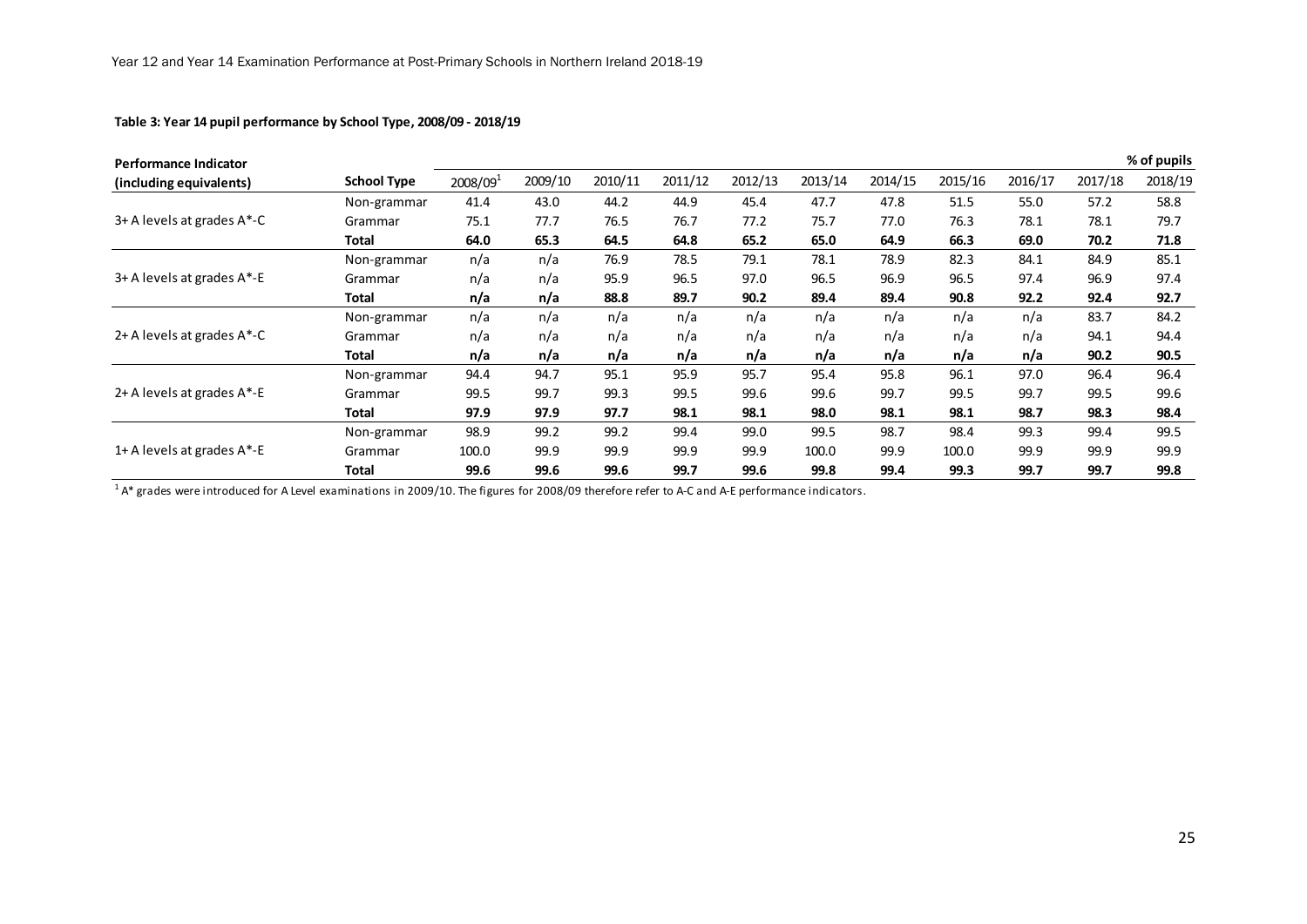**Table 3: Year 14 pupil performance by School Type, 2008/09 - 2018/19**

% of pupils

| Performance Indicator (including equivalents) | School Type | 2008/09[1] | 2009/10 | 2010/11 | 2011/12 | 2012/13 | 2013/14 | 2014/15 | 2015/16 | 2016/17 | 2017/18 | 2018/19 |
|---|---|---|---|---|---|---|---|---|---|---|---|---|
| 3+ A levels at grades A*-C | Non-grammar | 41.4 | 43.0 | 44.2 | 44.9 | 45.4 | 47.7 | 47.8 | 51.5 | 55.0 | 57.2 | 58.8 |
| | Grammar | 75.1 | 77.7 | 76.5 | 76.7 | 77.2 | 75.7 | 77.0 | 76.3 | 78.1 | 78.1 | 79.7 |
| | **Total** | **64.0** | **65.3** | **64.5** | **64.8** | **65.2** | **65.0** | **64.9** | **66.3** | **69.0** | **70.2** | **71.8** |
| 3+ A levels at grades A*-E | Non-grammar | n/a | n/a | 76.9 | 78.5 | 79.1 | 78.1 | 78.9 | 82.3 | 84.1 | 84.9 | 85.1 |
| | Grammar | n/a | n/a | 95.9 | 96.5 | 97.0 | 96.5 | 96.9 | 96.5 | 97.4 | 96.9 | 97.4 |
| | **Total** | **n/a** | **n/a** | **88.8** | **89.7** | **90.2** | **89.4** | **89.4** | **90.8** | **92.2** | **92.4** | **92.7** |
| 2+ A levels at grades A*-C | Non-grammar | n/a | n/a | n/a | n/a | n/a | n/a | n/a | n/a | n/a | 83.7 | 84.2 |
| | Grammar | n/a | n/a | n/a | n/a | n/a | n/a | n/a | n/a | n/a | 94.1 | 94.4 |
| | **Total** | **n/a** | **n/a** | **n/a** | **n/a** | **n/a** | **n/a** | **n/a** | **n/a** | **n/a** | **90.2** | **90.5** |
| 2+ A levels at grades A*-E | Non-grammar | 94.4 | 94.7 | 95.1 | 95.9 | 95.7 | 95.4 | 95.8 | 96.1 | 97.0 | 96.4 | 96.4 |
| | Grammar | 99.5 | 99.7 | 99.3 | 99.5 | 99.6 | 99.6 | 99.7 | 99.5 | 99.7 | 99.5 | 99.6 |
| | **Total** | **97.9** | **97.9** | **97.7** | **98.1** | **98.1** | **98.0** | **98.1** | **98.1** | **98.7** | **98.3** | **98.4** |
| 1+ A levels at grades A*-E | Non-grammar | 98.9 | 99.2 | 99.2 | 99.4 | 99.0 | 99.5 | 98.7 | 98.4 | 99.3 | 99.4 | 99.5 |
| | Grammar | 100.0 | 99.9 | 99.9 | 99.9 | 99.9 | 100.0 | 99.9 | 100.0 | 99.9 | 99.9 | 99.9 |
| | **Total** | **99.6** | **99.6** | **99.6** | **99.7** | **99.6** | **99.8** | **99.4** | **99.3** | **99.7** | **99.7** | **99.8** |

[1] A* grades were introduced for A Level examinations in 2009/10. The figures for 2008/09 therefore refer to A-C and A-E performance indicators.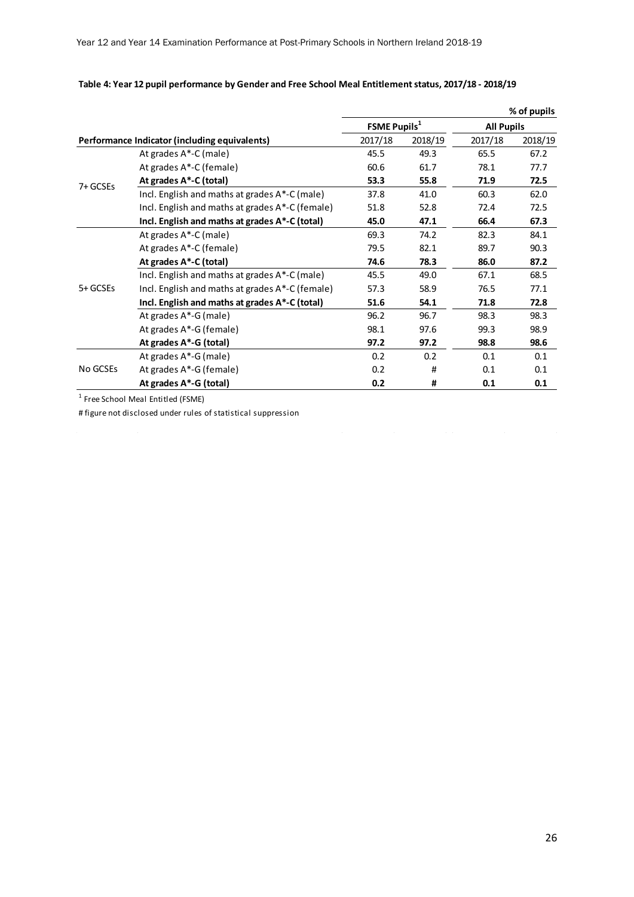**Table 4: Year 12 pupil performance by Gender and Free School Meal Entitlement status, 2017/18 - 2018/19**

% of pupils

| Performance Indicator (including equivalents) | | FSME Pupils[1] | | All Pupils | |
|---|---|---|---|---|---|
| | | 2017/18 | 2018/19 | 2017/18 | 2018/19 |
| 7+ GCSEs | At grades A*-C (male) | 45.5 | 49.3 | 65.5 | 67.2 |
| | At grades A*-C (female) | 60.6 | 61.7 | 78.1 | 77.7 |
| | **At grades A*-C (total)** | **53.3** | **55.8** | **71.9** | **72.5** |
| | Incl. English and maths at grades A*-C (male) | 37.8 | 41.0 | 60.3 | 62.0 |
| | Incl. English and maths at grades A*-C (female) | 51.8 | 52.8 | 72.4 | 72.5 |
| | **Incl. English and maths at grades A*-C (total)** | **45.0** | **47.1** | **66.4** | **67.3** |
| 5+ GCSEs | At grades A*-C (male) | 69.3 | 74.2 | 82.3 | 84.1 |
| | At grades A*-C (female) | 79.5 | 82.1 | 89.7 | 90.3 |
| | **At grades A*-C (total)** | **74.6** | **78.3** | **86.0** | **87.2** |
| | Incl. English and maths at grades A*-C (male) | 45.5 | 49.0 | 67.1 | 68.5 |
| | Incl. English and maths at grades A*-C (female) | 57.3 | 58.9 | 76.5 | 77.1 |
| | **Incl. English and maths at grades A*-C (total)** | **51.6** | **54.1** | **71.8** | **72.8** |
| | At grades A*-G (male) | 96.2 | 96.7 | 98.3 | 98.3 |
| | At grades A*-G (female) | 98.1 | 97.6 | 99.3 | 98.9 |
| | **At grades A*-G (total)** | **97.2** | **97.2** | **98.8** | **98.6** |
| No GCSEs | At grades A*-G (male) | 0.2 | 0.2 | 0.1 | 0.1 |
| | At grades A*-G (female) | 0.2 | # | 0.1 | 0.1 |
| | **At grades A*-G (total)** | **0.2** | **#** | **0.1** | **0.1** |

[1] Free School Meal Entitled (FSME)

# figure not disclosed under rules of statistical suppression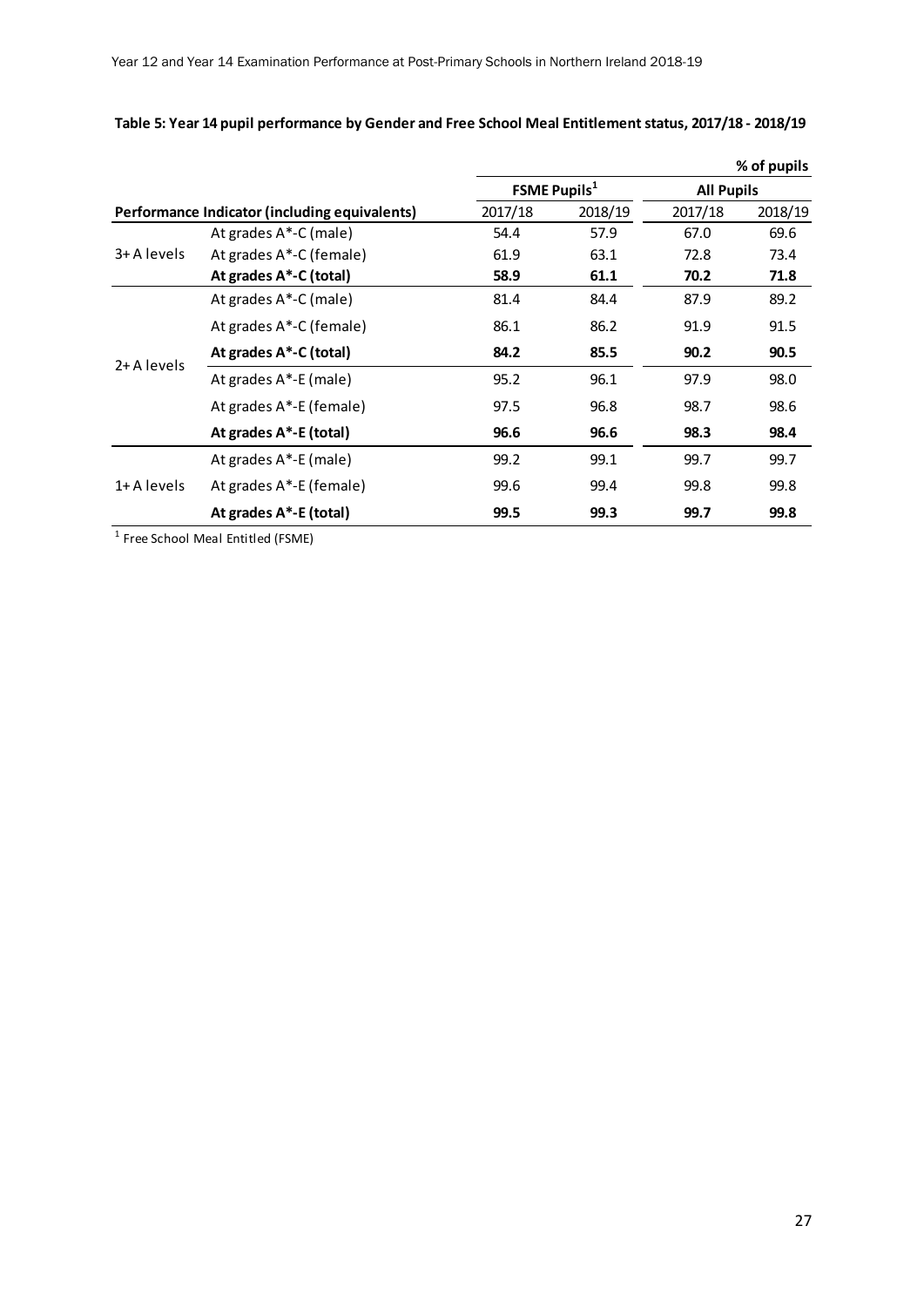**Table 5: Year 14 pupil performance by Gender and Free School Meal Entitlement status, 2017/18 - 2018/19**

| | | | | | **% of pupils** |
|---|---|---|---|---|---|
| | | **FSME Pupils[1]** | | **All Pupils** | |
| **Performance Indicator (including equivalents)** | | 2017/18 | 2018/19 | 2017/18 | 2018/19 |
| 3+ A levels | At grades A*-C (male) | 54.4 | 57.9 | 67.0 | 69.6 |
| | At grades A*-C (female) | 61.9 | 63.1 | 72.8 | 73.4 |
| | **At grades A*-C (total)** | **58.9** | **61.1** | **70.2** | **71.8** |
| 2+ A levels | At grades A*-C (male) | 81.4 | 84.4 | 87.9 | 89.2 |
| | At grades A*-C (female) | 86.1 | 86.2 | 91.9 | 91.5 |
| | **At grades A*-C (total)** | **84.2** | **85.5** | **90.2** | **90.5** |
| | At grades A*-E (male) | 95.2 | 96.1 | 97.9 | 98.0 |
| | At grades A*-E (female) | 97.5 | 96.8 | 98.7 | 98.6 |
| | **At grades A*-E (total)** | **96.6** | **96.6** | **98.3** | **98.4** |
| 1+ A levels | At grades A*-E (male) | 99.2 | 99.1 | 99.7 | 99.7 |
| | At grades A*-E (female) | 99.6 | 99.4 | 99.8 | 99.8 |
| | **At grades A*-E (total)** | **99.5** | **99.3** | **99.7** | **99.8** |

[1] Free School Meal Entitled (FSME)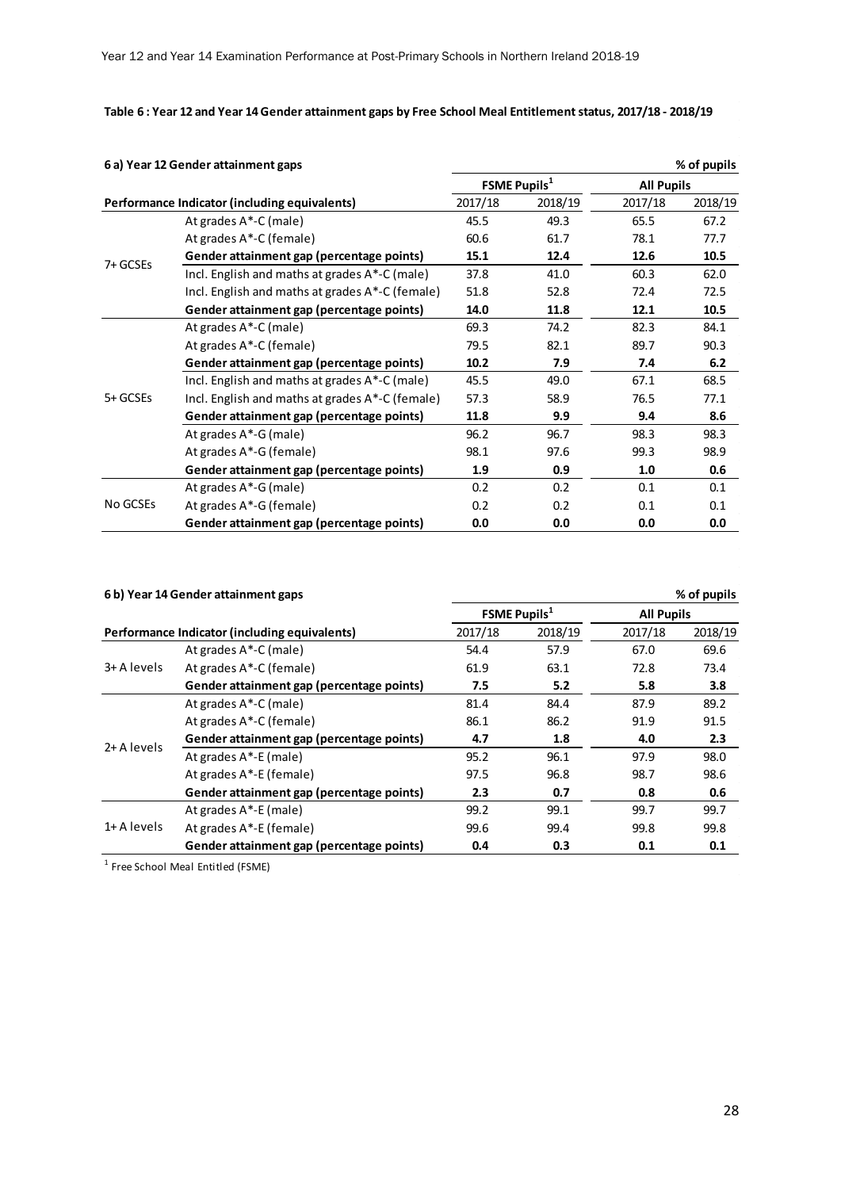**Table 6 : Year 12 and Year 14 Gender attainment gaps by Free School Meal Entitlement status, 2017/18 - 2018/19**

**6 a) Year 12 Gender attainment gaps**

% of pupils

| Performance Indicator (including equivalents) | | FSME Pupils[1] | | All Pupils | |
|---|---|---|---|---|---|
| | | 2017/18 | 2018/19 | 2017/18 | 2018/19 |
| 7+ GCSEs | At grades A*-C (male) | 45.5 | 49.3 | 65.5 | 67.2 |
| | At grades A*-C (female) | 60.6 | 61.7 | 78.1 | 77.7 |
| | **Gender attainment gap (percentage points)** | **15.1** | **12.4** | **12.6** | **10.5** |
| | Incl. English and maths at grades A*-C (male) | 37.8 | 41.0 | 60.3 | 62.0 |
| | Incl. English and maths at grades A*-C (female) | 51.8 | 52.8 | 72.4 | 72.5 |
| | **Gender attainment gap (percentage points)** | **14.0** | **11.8** | **12.1** | **10.5** |
| 5+ GCSEs | At grades A*-C (male) | 69.3 | 74.2 | 82.3 | 84.1 |
| | At grades A*-C (female) | 79.5 | 82.1 | 89.7 | 90.3 |
| | **Gender attainment gap (percentage points)** | **10.2** | **7.9** | **7.4** | **6.2** |
| | Incl. English and maths at grades A*-C (male) | 45.5 | 49.0 | 67.1 | 68.5 |
| | Incl. English and maths at grades A*-C (female) | 57.3 | 58.9 | 76.5 | 77.1 |
| | **Gender attainment gap (percentage points)** | **11.8** | **9.9** | **9.4** | **8.6** |
| | At grades A*-G (male) | 96.2 | 96.7 | 98.3 | 98.3 |
| | At grades A*-G (female) | 98.1 | 97.6 | 99.3 | 98.9 |
| | **Gender attainment gap (percentage points)** | **1.9** | **0.9** | **1.0** | **0.6** |
| No GCSEs | At grades A*-G (male) | 0.2 | 0.2 | 0.1 | 0.1 |
| | At grades A*-G (female) | 0.2 | 0.2 | 0.1 | 0.1 |
| | **Gender attainment gap (percentage points)** | **0.0** | **0.0** | **0.0** | **0.0** |

**6 b) Year 14 Gender attainment gaps**

% of pupils

| Performance Indicator (including equivalents) | | FSME Pupils[1] | | All Pupils | |
|---|---|---|---|---|---|
| | | 2017/18 | 2018/19 | 2017/18 | 2018/19 |
| 3+ A levels | At grades A*-C (male) | 54.4 | 57.9 | 67.0 | 69.6 |
| | At grades A*-C (female) | 61.9 | 63.1 | 72.8 | 73.4 |
| | **Gender attainment gap (percentage points)** | **7.5** | **5.2** | **5.8** | **3.8** |
| 2+ A levels | At grades A*-C (male) | 81.4 | 84.4 | 87.9 | 89.2 |
| | At grades A*-C (female) | 86.1 | 86.2 | 91.9 | 91.5 |
| | **Gender attainment gap (percentage points)** | **4.7** | **1.8** | **4.0** | **2.3** |
| | At grades A*-E (male) | 95.2 | 96.1 | 97.9 | 98.0 |
| | At grades A*-E (female) | 97.5 | 96.8 | 98.7 | 98.6 |
| | **Gender attainment gap (percentage points)** | **2.3** | **0.7** | **0.8** | **0.6** |
| 1+ A levels | At grades A*-E (male) | 99.2 | 99.1 | 99.7 | 99.7 |
| | At grades A*-E (female) | 99.6 | 99.4 | 99.8 | 99.8 |
| | **Gender attainment gap (percentage points)** | **0.4** | **0.3** | **0.1** | **0.1** |

[1] Free School Meal Entitled (FSME)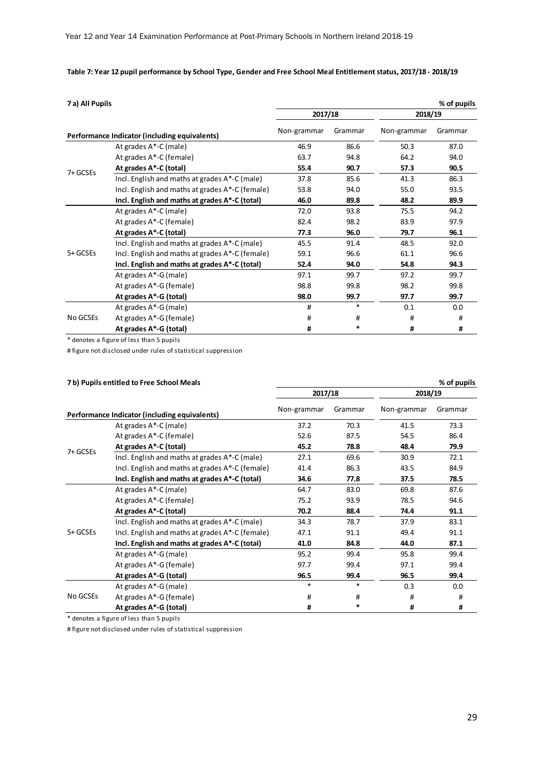**Table 7: Year 12 pupil performance by School Type, Gender and Free School Meal Entitlement status, 2017/18 - 2018/19**

**7 a) All Pupils** — % of pupils

| | Performance Indicator (including equivalents) | 2017/18 | | 2018/19 | |
|---|---|---|---|---|---|
| | | Non-grammar | Grammar | Non-grammar | Grammar |
| 7+ GCSEs | At grades A*-C (male) | 46.9 | 86.6 | 50.3 | 87.0 |
| | At grades A*-C (female) | 63.7 | 94.8 | 64.2 | 94.0 |
| | **At grades A*-C (total)** | **55.4** | **90.7** | **57.3** | **90.5** |
| | Incl. English and maths at grades A*-C (male) | 37.8 | 85.6 | 41.3 | 86.3 |
| | Incl. English and maths at grades A*-C (female) | 53.8 | 94.0 | 55.0 | 93.5 |
| | **Incl. English and maths at grades A*-C (total)** | **46.0** | **89.8** | **48.2** | **89.9** |
| 5+ GCSEs | At grades A*-C (male) | 72.0 | 93.8 | 75.5 | 94.2 |
| | At grades A*-C (female) | 82.4 | 98.2 | 83.9 | 97.9 |
| | **At grades A*-C (total)** | **77.3** | **96.0** | **79.7** | **96.1** |
| | Incl. English and maths at grades A*-C (male) | 45.5 | 91.4 | 48.5 | 92.0 |
| | Incl. English and maths at grades A*-C (female) | 59.1 | 96.6 | 61.1 | 96.6 |
| | **Incl. English and maths at grades A*-C (total)** | **52.4** | **94.0** | **54.8** | **94.3** |
| | At grades A*-G (male) | 97.1 | 99.7 | 97.2 | 99.7 |
| | At grades A*-G (female) | 98.8 | 99.8 | 98.2 | 99.8 |
| | **At grades A*-G (total)** | **98.0** | **99.7** | **97.7** | **99.7** |
| No GCSEs | At grades A*-G (male) | # | * | 0.1 | 0.0 |
| | At grades A*-G (female) | # | # | # | # |
| | **At grades A*-G (total)** | **#** | **\*** | **#** | **#** |

\* denotes a figure of less than 5 pupils

\# figure not disclosed under rules of statistical suppression

**7 b) Pupils entitled to Free School Meals** — % of pupils

| | Performance Indicator (including equivalents) | 2017/18 | | 2018/19 | |
|---|---|---|---|---|---|
| | | Non-grammar | Grammar | Non-grammar | Grammar |
| 7+ GCSEs | At grades A*-C (male) | 37.2 | 70.3 | 41.5 | 73.3 |
| | At grades A*-C (female) | 52.6 | 87.5 | 54.5 | 86.4 |
| | **At grades A*-C (total)** | **45.2** | **78.8** | **48.4** | **79.9** |
| | Incl. English and maths at grades A*-C (male) | 27.1 | 69.6 | 30.9 | 72.1 |
| | Incl. English and maths at grades A*-C (female) | 41.4 | 86.3 | 43.5 | 84.9 |
| | **Incl. English and maths at grades A*-C (total)** | **34.6** | **77.8** | **37.5** | **78.5** |
| 5+ GCSEs | At grades A*-C (male) | 64.7 | 83.0 | 69.8 | 87.6 |
| | At grades A*-C (female) | 75.2 | 93.9 | 78.5 | 94.6 |
| | **At grades A*-C (total)** | **70.2** | **88.4** | **74.4** | **91.1** |
| | Incl. English and maths at grades A*-C (male) | 34.3 | 78.7 | 37.9 | 83.1 |
| | Incl. English and maths at grades A*-C (female) | 47.1 | 91.1 | 49.4 | 91.1 |
| | **Incl. English and maths at grades A*-C (total)** | **41.0** | **84.8** | **44.0** | **87.1** |
| | At grades A*-G (male) | 95.2 | 99.4 | 95.8 | 99.4 |
| | At grades A*-G (female) | 97.7 | 99.4 | 97.1 | 99.4 |
| | **At grades A*-G (total)** | **96.5** | **99.4** | **96.5** | **99.4** |
| No GCSEs | At grades A*-G (male) | * | * | 0.3 | 0.0 |
| | At grades A*-G (female) | # | # | # | # |
| | **At grades A*-G (total)** | **#** | **\*** | **#** | **#** |

\* denotes a figure of less than 5 pupils

\# figure not disclosed under rules of statistical suppression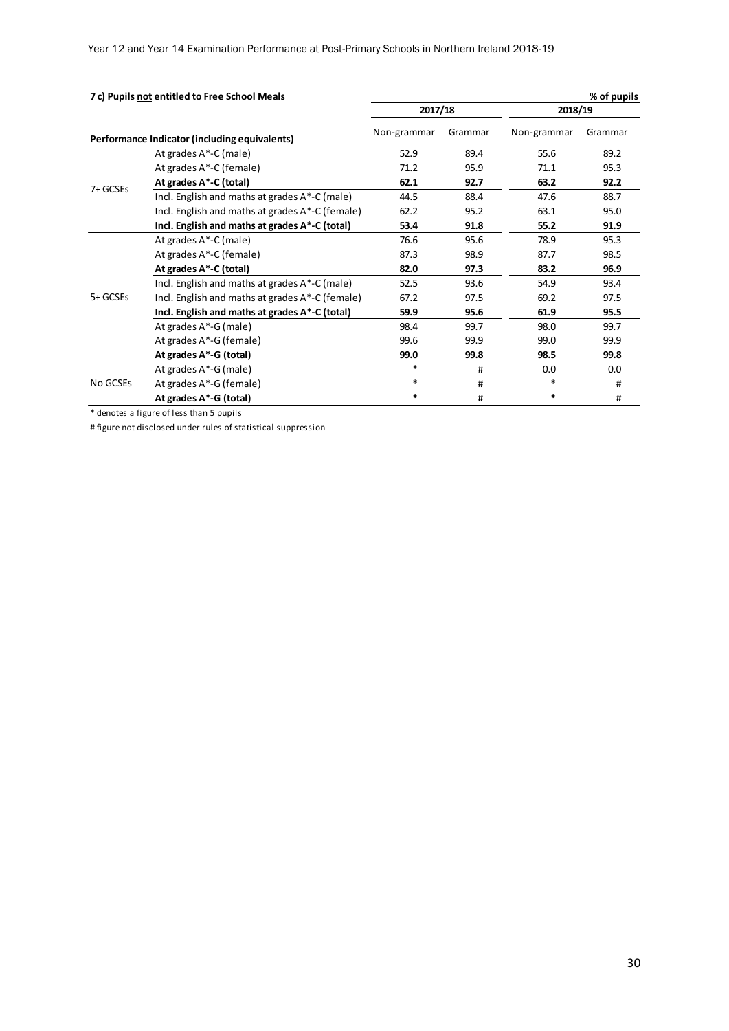**7 c) Pupils not entitled to Free School Meals** — % of pupils

| Performance Indicator (including equivalents) | | 2017/18 | | 2018/19 | |
|---|---|---|---|---|---|
| | | Non-grammar | Grammar | Non-grammar | Grammar |
| 7+ GCSEs | At grades A*-C (male) | 52.9 | 89.4 | 55.6 | 89.2 |
| | At grades A*-C (female) | 71.2 | 95.9 | 71.1 | 95.3 |
| | **At grades A*-C (total)** | **62.1** | **92.7** | **63.2** | **92.2** |
| | Incl. English and maths at grades A*-C (male) | 44.5 | 88.4 | 47.6 | 88.7 |
| | Incl. English and maths at grades A*-C (female) | 62.2 | 95.2 | 63.1 | 95.0 |
| | **Incl. English and maths at grades A*-C (total)** | **53.4** | **91.8** | **55.2** | **91.9** |
| 5+ GCSEs | At grades A*-C (male) | 76.6 | 95.6 | 78.9 | 95.3 |
| | At grades A*-C (female) | 87.3 | 98.9 | 87.7 | 98.5 |
| | **At grades A*-C (total)** | **82.0** | **97.3** | **83.2** | **96.9** |
| | Incl. English and maths at grades A*-C (male) | 52.5 | 93.6 | 54.9 | 93.4 |
| | Incl. English and maths at grades A*-C (female) | 67.2 | 97.5 | 69.2 | 97.5 |
| | **Incl. English and maths at grades A*-C (total)** | **59.9** | **95.6** | **61.9** | **95.5** |
| | At grades A*-G (male) | 98.4 | 99.7 | 98.0 | 99.7 |
| | At grades A*-G (female) | 99.6 | 99.9 | 99.0 | 99.9 |
| | **At grades A*-G (total)** | **99.0** | **99.8** | **98.5** | **99.8** |
| No GCSEs | At grades A*-G (male) | * | # | 0.0 | 0.0 |
| | At grades A*-G (female) | * | # | * | # |
| | **At grades A*-G (total)** | **\*** | **#** | **\*** | **#** |

* denotes a figure of less than 5 pupils

# figure not disclosed under rules of statistical suppression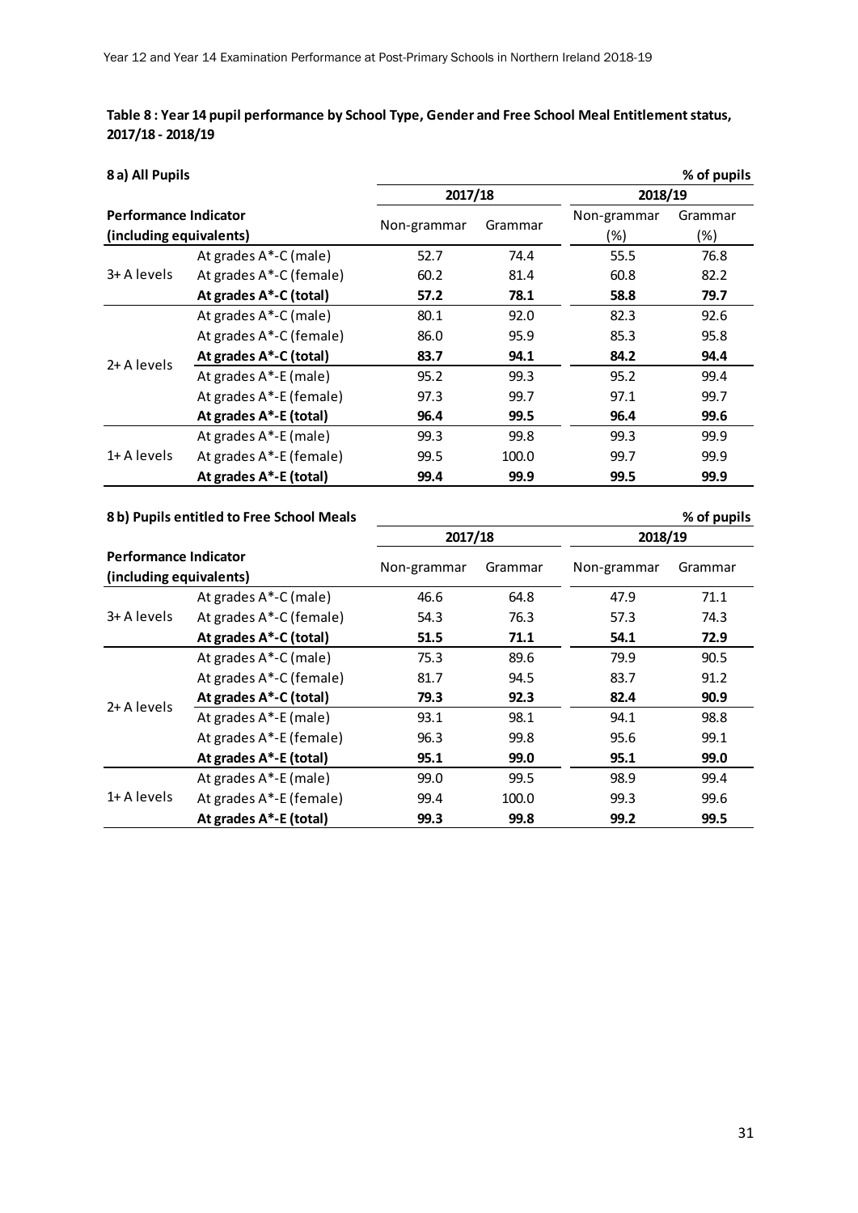**Table 8 : Year 14 pupil performance by School Type, Gender and Free School Meal Entitlement status, 2017/18 - 2018/19**

**8 a) All Pupils**

**% of pupils**

| Performance Indicator (including equivalents) | | 2017/18 | | 2018/19 | |
|---|---|---|---|---|---|
| | | Non-grammar | Grammar | Non-grammar (%) | Grammar (%) |
| 3+ A levels | At grades A*-C (male) | 52.7 | 74.4 | 55.5 | 76.8 |
| | At grades A*-C (female) | 60.2 | 81.4 | 60.8 | 82.2 |
| | **At grades A*-C (total)** | **57.2** | **78.1** | **58.8** | **79.7** |
| 2+ A levels | At grades A*-C (male) | 80.1 | 92.0 | 82.3 | 92.6 |
| | At grades A*-C (female) | 86.0 | 95.9 | 85.3 | 95.8 |
| | **At grades A*-C (total)** | **83.7** | **94.1** | **84.2** | **94.4** |
| | At grades A*-E (male) | 95.2 | 99.3 | 95.2 | 99.4 |
| | At grades A*-E (female) | 97.3 | 99.7 | 97.1 | 99.7 |
| | **At grades A*-E (total)** | **96.4** | **99.5** | **96.4** | **99.6** |
| 1+ A levels | At grades A*-E (male) | 99.3 | 99.8 | 99.3 | 99.9 |
| | At grades A*-E (female) | 99.5 | 100.0 | 99.7 | 99.9 |
| | **At grades A*-E (total)** | **99.4** | **99.9** | **99.5** | **99.9** |

**8 b) Pupils entitled to Free School Meals**

**% of pupils**

| Performance Indicator (including equivalents) | | 2017/18 | | 2018/19 | |
|---|---|---|---|---|---|
| | | Non-grammar | Grammar | Non-grammar | Grammar |
| 3+ A levels | At grades A*-C (male) | 46.6 | 64.8 | 47.9 | 71.1 |
| | At grades A*-C (female) | 54.3 | 76.3 | 57.3 | 74.3 |
| | **At grades A*-C (total)** | **51.5** | **71.1** | **54.1** | **72.9** |
| 2+ A levels | At grades A*-C (male) | 75.3 | 89.6 | 79.9 | 90.5 |
| | At grades A*-C (female) | 81.7 | 94.5 | 83.7 | 91.2 |
| | **At grades A*-C (total)** | **79.3** | **92.3** | **82.4** | **90.9** |
| | At grades A*-E (male) | 93.1 | 98.1 | 94.1 | 98.8 |
| | At grades A*-E (female) | 96.3 | 99.8 | 95.6 | 99.1 |
| | **At grades A*-E (total)** | **95.1** | **99.0** | **95.1** | **99.0** |
| 1+ A levels | At grades A*-E (male) | 99.0 | 99.5 | 98.9 | 99.4 |
| | At grades A*-E (female) | 99.4 | 100.0 | 99.3 | 99.6 |
| | **At grades A*-E (total)** | **99.3** | **99.8** | **99.2** | **99.5** |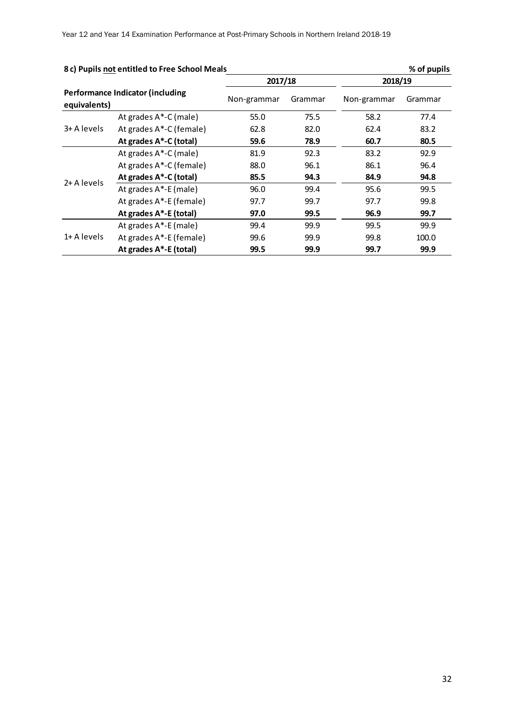**8 c) Pupils not entitled to Free School Meals** — % of pupils

| Performance Indicator (including equivalents) | | 2017/18 | | 2018/19 | |
|---|---|---|---|---|---|
| | | Non-grammar | Grammar | Non-grammar | Grammar |
| 3+ A levels | At grades A*-C (male) | 55.0 | 75.5 | 58.2 | 77.4 |
| | At grades A*-C (female) | 62.8 | 82.0 | 62.4 | 83.2 |
| | **At grades A*-C (total)** | **59.6** | **78.9** | **60.7** | **80.5** |
| 2+ A levels | At grades A*-C (male) | 81.9 | 92.3 | 83.2 | 92.9 |
| | At grades A*-C (female) | 88.0 | 96.1 | 86.1 | 96.4 |
| | **At grades A*-C (total)** | **85.5** | **94.3** | **84.9** | **94.8** |
| | At grades A*-E (male) | 96.0 | 99.4 | 95.6 | 99.5 |
| | At grades A*-E (female) | 97.7 | 99.7 | 97.7 | 99.8 |
| | **At grades A*-E (total)** | **97.0** | **99.5** | **96.9** | **99.7** |
| 1+ A levels | At grades A*-E (male) | 99.4 | 99.9 | 99.5 | 99.9 |
| | At grades A*-E (female) | 99.6 | 99.9 | 99.8 | 100.0 |
| | **At grades A*-E (total)** | **99.5** | **99.9** | **99.7** | **99.9** |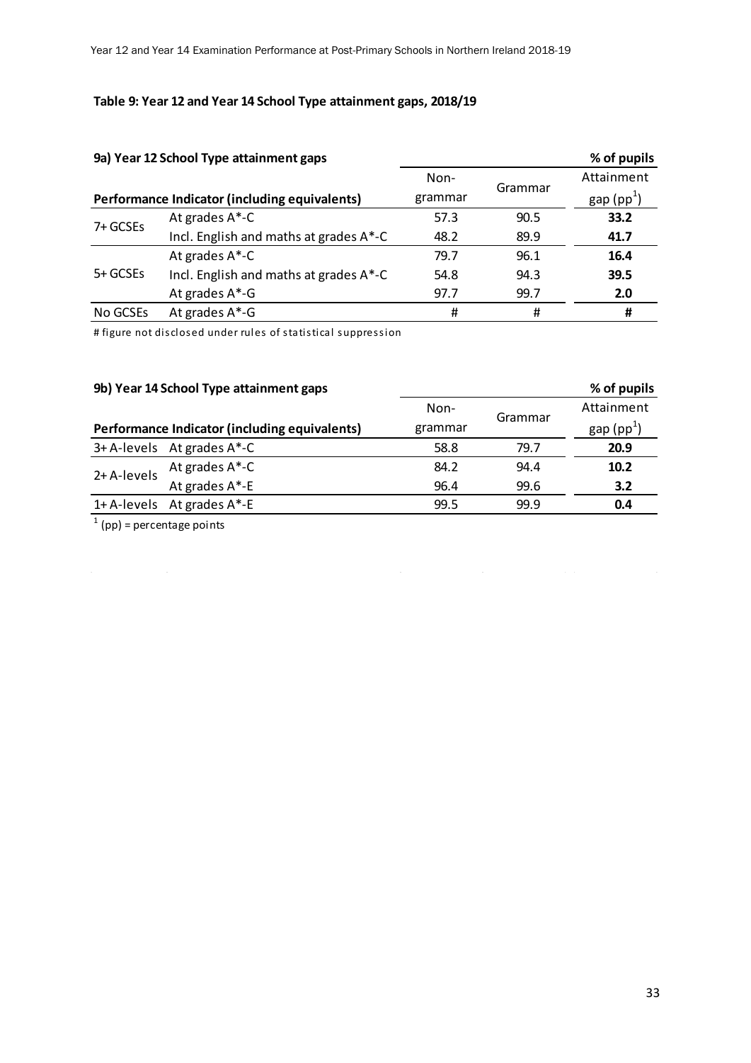**Table 9: Year 12 and Year 14 School Type attainment gaps, 2018/19**

**9a) Year 12 School Type attainment gaps** — % of pupils

| Performance Indicator (including equivalents) | | Non-grammar | Grammar | Attainment gap (pp[1]) |
|---|---|---|---|---|
| 7+ GCSEs | At grades A*-C | 57.3 | 90.5 | **33.2** |
| | Incl. English and maths at grades A*-C | 48.2 | 89.9 | **41.7** |
| 5+ GCSEs | At grades A*-C | 79.7 | 96.1 | **16.4** |
| | Incl. English and maths at grades A*-C | 54.8 | 94.3 | **39.5** |
| | At grades A*-G | 97.7 | 99.7 | **2.0** |
| No GCSEs | At grades A*-G | # | # | **#** |

# figure not disclosed under rules of statistical suppression

**9b) Year 14 School Type attainment gaps** — % of pupils

| Performance Indicator (including equivalents) | | Non-grammar | Grammar | Attainment gap (pp[1]) |
|---|---|---|---|---|
| 3+ A-levels | At grades A*-C | 58.8 | 79.7 | **20.9** |
| 2+ A-levels | At grades A*-C | 84.2 | 94.4 | **10.2** |
| | At grades A*-E | 96.4 | 99.6 | **3.2** |
| 1+ A-levels | At grades A*-E | 99.5 | 99.9 | **0.4** |

[1] (pp) = percentage points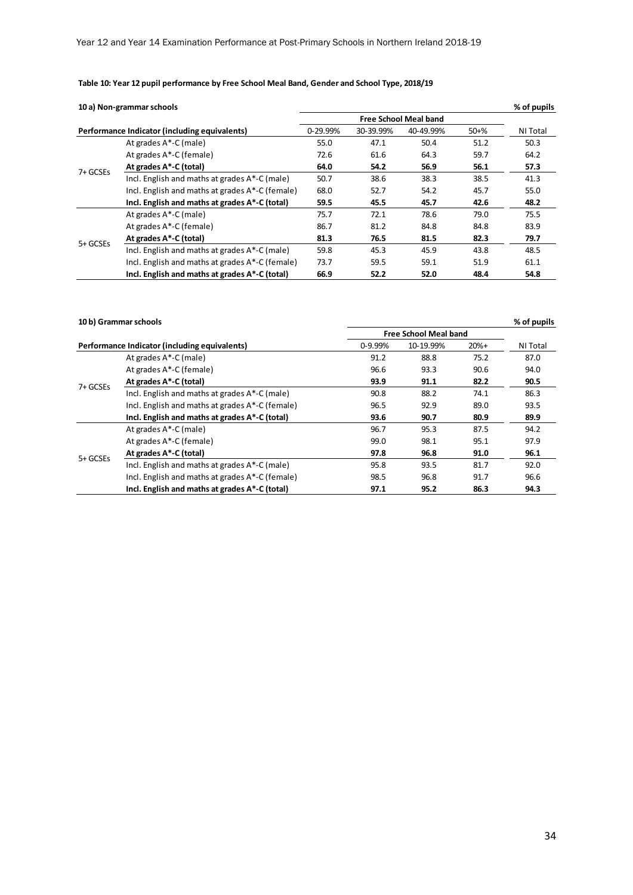**Table 10: Year 12 pupil performance by Free School Meal Band, Gender and School Type, 2018/19**

**10 a) Non-grammar schools**

% of pupils

| Performance Indicator (including equivalents) | | Free School Meal band | | | | NI Total |
|---|---|---|---|---|---|---|
| | | 0-29.99% | 30-39.99% | 40-49.99% | 50+% | |
| 7+ GCSEs | At grades A*-C (male) | 55.0 | 47.1 | 50.4 | 51.2 | 50.3 |
| | At grades A*-C (female) | 72.6 | 61.6 | 64.3 | 59.7 | 64.2 |
| | **At grades A*-C (total)** | **64.0** | **54.2** | **56.9** | **56.1** | **57.3** |
| | Incl. English and maths at grades A*-C (male) | 50.7 | 38.6 | 38.3 | 38.5 | 41.3 |
| | Incl. English and maths at grades A*-C (female) | 68.0 | 52.7 | 54.2 | 45.7 | 55.0 |
| | **Incl. English and maths at grades A*-C (total)** | **59.5** | **45.5** | **45.7** | **42.6** | **48.2** |
| 5+ GCSEs | At grades A*-C (male) | 75.7 | 72.1 | 78.6 | 79.0 | 75.5 |
| | At grades A*-C (female) | 86.7 | 81.2 | 84.8 | 84.8 | 83.9 |
| | **At grades A*-C (total)** | **81.3** | **76.5** | **81.5** | **82.3** | **79.7** |
| | Incl. English and maths at grades A*-C (male) | 59.8 | 45.3 | 45.9 | 43.8 | 48.5 |
| | Incl. English and maths at grades A*-C (female) | 73.7 | 59.5 | 59.1 | 51.9 | 61.1 |
| | **Incl. English and maths at grades A*-C (total)** | **66.9** | **52.2** | **52.0** | **48.4** | **54.8** |

**10 b) Grammar schools**

% of pupils

| Performance Indicator (including equivalents) | | Free School Meal band | | | NI Total |
|---|---|---|---|---|---|
| | | 0-9.99% | 10-19.99% | 20%+ | |
| 7+ GCSEs | At grades A*-C (male) | 91.2 | 88.8 | 75.2 | 87.0 |
| | At grades A*-C (female) | 96.6 | 93.3 | 90.6 | 94.0 |
| | **At grades A*-C (total)** | **93.9** | **91.1** | **82.2** | **90.5** |
| | Incl. English and maths at grades A*-C (male) | 90.8 | 88.2 | 74.1 | 86.3 |
| | Incl. English and maths at grades A*-C (female) | 96.5 | 92.9 | 89.0 | 93.5 |
| | **Incl. English and maths at grades A*-C (total)** | **93.6** | **90.7** | **80.9** | **89.9** |
| 5+ GCSEs | At grades A*-C (male) | 96.7 | 95.3 | 87.5 | 94.2 |
| | At grades A*-C (female) | 99.0 | 98.1 | 95.1 | 97.9 |
| | **At grades A*-C (total)** | **97.8** | **96.8** | **91.0** | **96.1** |
| | Incl. English and maths at grades A*-C (male) | 95.8 | 93.5 | 81.7 | 92.0 |
| | Incl. English and maths at grades A*-C (female) | 98.5 | 96.8 | 91.7 | 96.6 |
| | **Incl. English and maths at grades A*-C (total)** | **97.1** | **95.2** | **86.3** | **94.3** |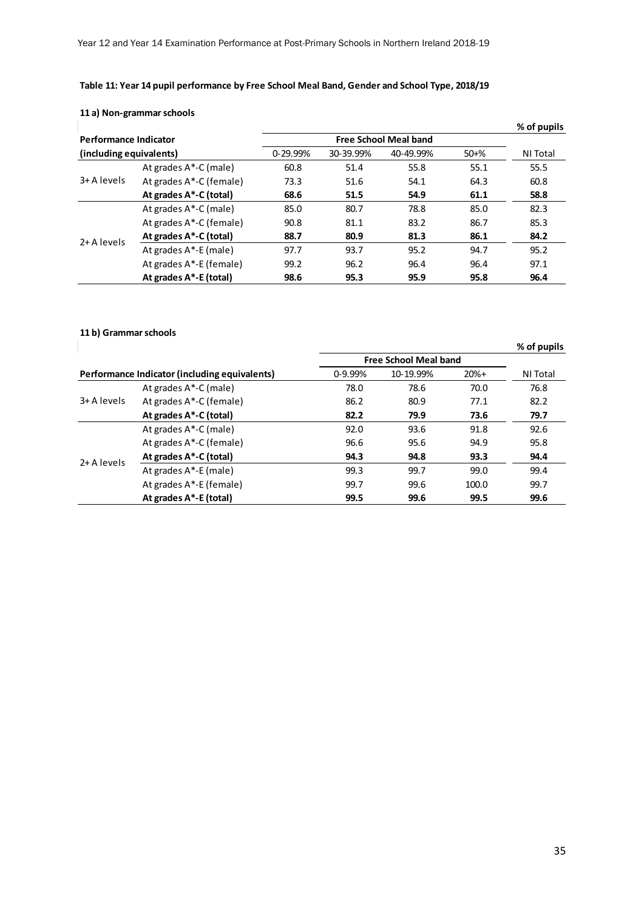**Table 11: Year 14 pupil performance by Free School Meal Band, Gender and School Type, 2018/19**

**11 a) Non-grammar schools**

% of pupils

| Performance Indicator (including equivalents) | | Free School Meal band | | | | NI Total |
|---|---|---|---|---|---|---|
| | | 0-29.99% | 30-39.99% | 40-49.99% | 50+% | |
| 3+ A levels | At grades A*-C (male) | 60.8 | 51.4 | 55.8 | 55.1 | 55.5 |
| | At grades A*-C (female) | 73.3 | 51.6 | 54.1 | 64.3 | 60.8 |
| | **At grades A*-C (total)** | **68.6** | **51.5** | **54.9** | **61.1** | **58.8** |
| 2+ A levels | At grades A*-C (male) | 85.0 | 80.7 | 78.8 | 85.0 | 82.3 |
| | At grades A*-C (female) | 90.8 | 81.1 | 83.2 | 86.7 | 85.3 |
| | **At grades A*-C (total)** | **88.7** | **80.9** | **81.3** | **86.1** | **84.2** |
| | At grades A*-E (male) | 97.7 | 93.7 | 95.2 | 94.7 | 95.2 |
| | At grades A*-E (female) | 99.2 | 96.2 | 96.4 | 96.4 | 97.1 |
| | **At grades A*-E (total)** | **98.6** | **95.3** | **95.9** | **95.8** | **96.4** |

**11 b) Grammar schools**

% of pupils

| Performance Indicator (including equivalents) | | Free School Meal band | | | NI Total |
|---|---|---|---|---|---|
| | | 0-9.99% | 10-19.99% | 20%+ | |
| 3+ A levels | At grades A*-C (male) | 78.0 | 78.6 | 70.0 | 76.8 |
| | At grades A*-C (female) | 86.2 | 80.9 | 77.1 | 82.2 |
| | **At grades A*-C (total)** | **82.2** | **79.9** | **73.6** | **79.7** |
| 2+ A levels | At grades A*-C (male) | 92.0 | 93.6 | 91.8 | 92.6 |
| | At grades A*-C (female) | 96.6 | 95.6 | 94.9 | 95.8 |
| | **At grades A*-C (total)** | **94.3** | **94.8** | **93.3** | **94.4** |
| | At grades A*-E (male) | 99.3 | 99.7 | 99.0 | 99.4 |
| | At grades A*-E (female) | 99.7 | 99.6 | 100.0 | 99.7 |
| | **At grades A*-E (total)** | **99.5** | **99.6** | **99.5** | **99.6** |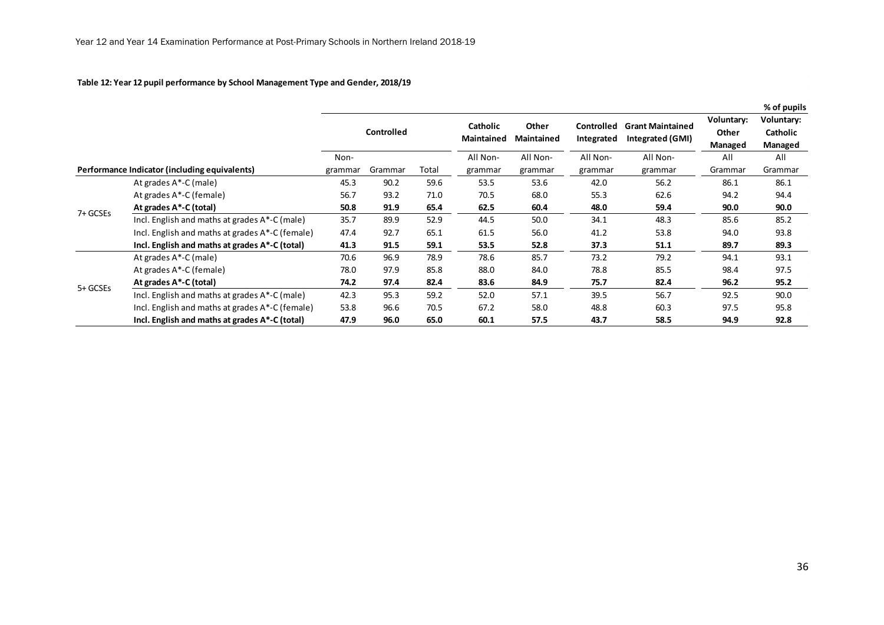**Table 12: Year 12 pupil performance by School Management Type and Gender, 2018/19**

% of pupils

| Performance Indicator (including equivalents) | | Controlled | | | Catholic Maintained | Other Maintained | Controlled Integrated | Grant Maintained Integrated (GMI) | Voluntary: Other Managed | Voluntary: Catholic Managed |
|---|---|---|---|---|---|---|---|---|---|---|
| | | Non-grammar | Grammar | Total | All Non-grammar | All Non-grammar | All Non-grammar | All Non-grammar | All Grammar | All Grammar |
| 7+ GCSEs | At grades A*-C (male) | 45.3 | 90.2 | 59.6 | 53.5 | 53.6 | 42.0 | 56.2 | 86.1 | 86.1 |
| | At grades A*-C (female) | 56.7 | 93.2 | 71.0 | 70.5 | 68.0 | 55.3 | 62.6 | 94.2 | 94.4 |
| | **At grades A*-C (total)** | **50.8** | **91.9** | **65.4** | **62.5** | **60.4** | **48.0** | **59.4** | **90.0** | **90.0** |
| | Incl. English and maths at grades A*-C (male) | 35.7 | 89.9 | 52.9 | 44.5 | 50.0 | 34.1 | 48.3 | 85.6 | 85.2 |
| | Incl. English and maths at grades A*-C (female) | 47.4 | 92.7 | 65.1 | 61.5 | 56.0 | 41.2 | 53.8 | 94.0 | 93.8 |
| | **Incl. English and maths at grades A*-C (total)** | **41.3** | **91.5** | **59.1** | **53.5** | **52.8** | **37.3** | **51.1** | **89.7** | **89.3** |
| 5+ GCSEs | At grades A*-C (male) | 70.6 | 96.9 | 78.9 | 78.6 | 85.7 | 73.2 | 79.2 | 94.1 | 93.1 |
| | At grades A*-C (female) | 78.0 | 97.9 | 85.8 | 88.0 | 84.0 | 78.8 | 85.5 | 98.4 | 97.5 |
| | **At grades A*-C (total)** | **74.2** | **97.4** | **82.4** | **83.6** | **84.9** | **75.7** | **82.4** | **96.2** | **95.2** |
| | Incl. English and maths at grades A*-C (male) | 42.3 | 95.3 | 59.2 | 52.0 | 57.1 | 39.5 | 56.7 | 92.5 | 90.0 |
| | Incl. English and maths at grades A*-C (female) | 53.8 | 96.6 | 70.5 | 67.2 | 58.0 | 48.8 | 60.3 | 97.5 | 95.8 |
| | **Incl. English and maths at grades A*-C (total)** | **47.9** | **96.0** | **65.0** | **60.1** | **57.5** | **43.7** | **58.5** | **94.9** | **92.8** |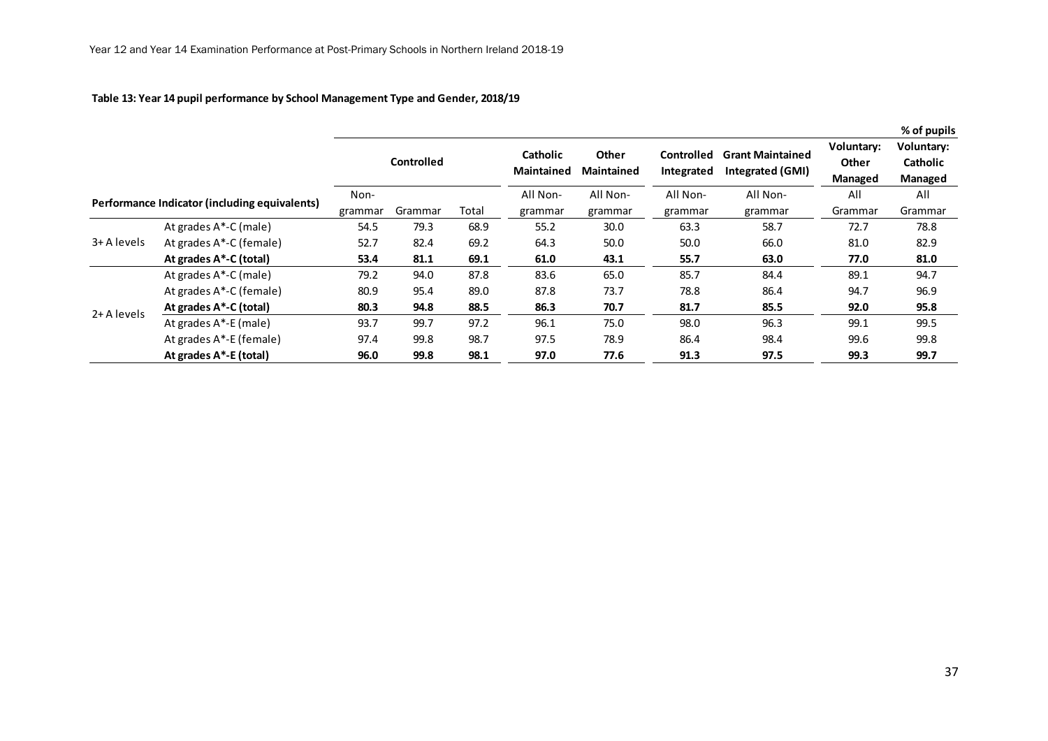**Table 13: Year 14 pupil performance by School Management Type and Gender, 2018/19**

% of pupils

| Performance Indicator (including equivalents) | | Controlled | | | Catholic Maintained | Other Maintained | Controlled Integrated | Grant Maintained Integrated (GMI) | Voluntary: Other Managed | Voluntary: Catholic Managed |
|---|---|---|---|---|---|---|---|---|---|---|
| | | Non-grammar | Grammar | Total | All Non-grammar | All Non-grammar | All Non-grammar | All Non-grammar | All Grammar | All Grammar |
| 3+ A levels | At grades A*-C (male) | 54.5 | 79.3 | 68.9 | 55.2 | 30.0 | 63.3 | 58.7 | 72.7 | 78.8 |
| | At grades A*-C (female) | 52.7 | 82.4 | 69.2 | 64.3 | 50.0 | 50.0 | 66.0 | 81.0 | 82.9 |
| | **At grades A*-C (total)** | **53.4** | **81.1** | **69.1** | **61.0** | **43.1** | **55.7** | **63.0** | **77.0** | **81.0** |
| 2+ A levels | At grades A*-C (male) | 79.2 | 94.0 | 87.8 | 83.6 | 65.0 | 85.7 | 84.4 | 89.1 | 94.7 |
| | At grades A*-C (female) | 80.9 | 95.4 | 89.0 | 87.8 | 73.7 | 78.8 | 86.4 | 94.7 | 96.9 |
| | **At grades A*-C (total)** | **80.3** | **94.8** | **88.5** | **86.3** | **70.7** | **81.7** | **85.5** | **92.0** | **95.8** |
| | At grades A*-E (male) | 93.7 | 99.7 | 97.2 | 96.1 | 75.0 | 98.0 | 96.3 | 99.1 | 99.5 |
| | At grades A*-E (female) | 97.4 | 99.8 | 98.7 | 97.5 | 78.9 | 86.4 | 98.4 | 99.6 | 99.8 |
| | **At grades A*-E (total)** | **96.0** | **99.8** | **98.1** | **97.0** | **77.6** | **91.3** | **97.5** | **99.3** | **99.7** |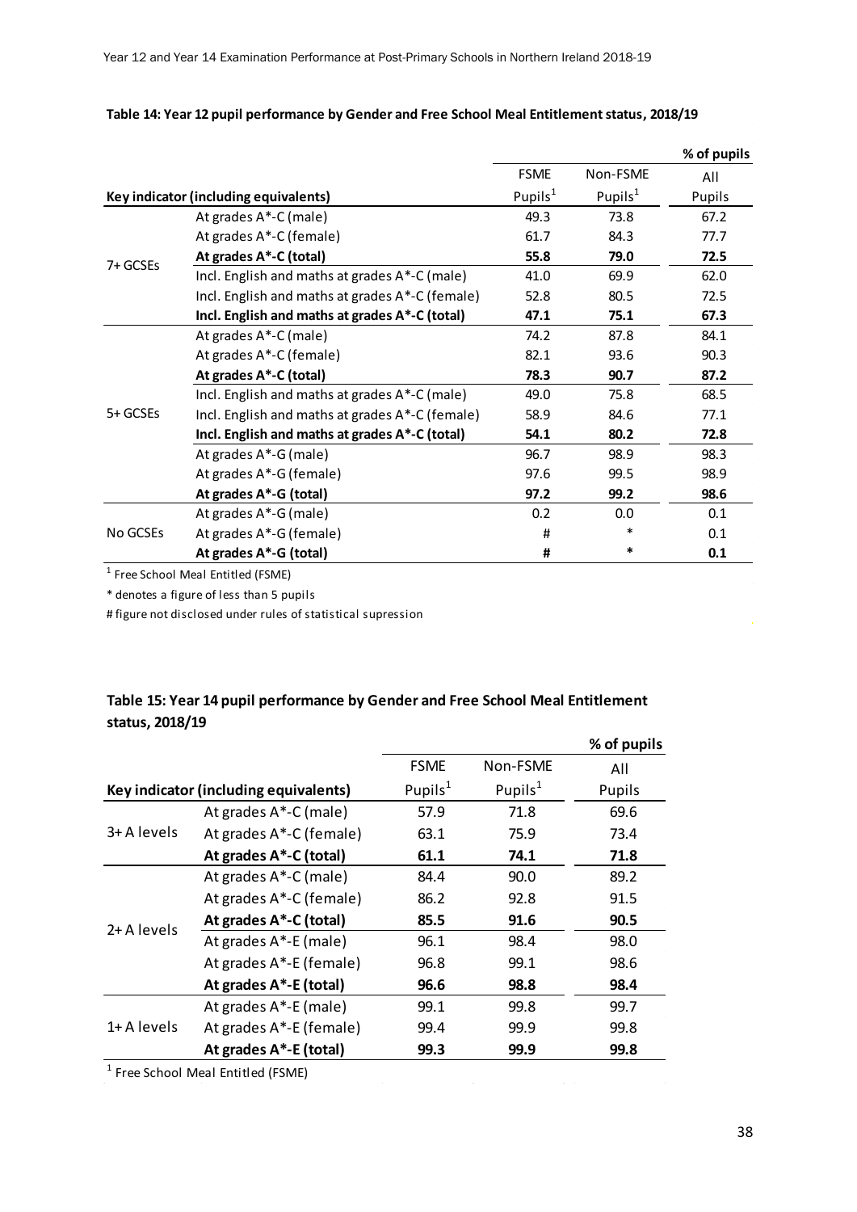**Table 14: Year 12 pupil performance by Gender and Free School Meal Entitlement status, 2018/19**

| Key indicator (including equivalents) | | FSME Pupils[1] | Non-FSME Pupils[1] | All Pupils |
|---|---|---|---|---|
| | | | | % of pupils |
| 7+ GCSEs | At grades A*-C (male) | 49.3 | 73.8 | 67.2 |
| | At grades A*-C (female) | 61.7 | 84.3 | 77.7 |
| | **At grades A*-C (total)** | **55.8** | **79.0** | **72.5** |
| | Incl. English and maths at grades A*-C (male) | 41.0 | 69.9 | 62.0 |
| | Incl. English and maths at grades A*-C (female) | 52.8 | 80.5 | 72.5 |
| | **Incl. English and maths at grades A*-C (total)** | **47.1** | **75.1** | **67.3** |
| 5+ GCSEs | At grades A*-C (male) | 74.2 | 87.8 | 84.1 |
| | At grades A*-C (female) | 82.1 | 93.6 | 90.3 |
| | **At grades A*-C (total)** | **78.3** | **90.7** | **87.2** |
| | Incl. English and maths at grades A*-C (male) | 49.0 | 75.8 | 68.5 |
| | Incl. English and maths at grades A*-C (female) | 58.9 | 84.6 | 77.1 |
| | **Incl. English and maths at grades A*-C (total)** | **54.1** | **80.2** | **72.8** |
| | At grades A*-G (male) | 96.7 | 98.9 | 98.3 |
| | At grades A*-G (female) | 97.6 | 99.5 | 98.9 |
| | **At grades A*-G (total)** | **97.2** | **99.2** | **98.6** |
| No GCSEs | At grades A*-G (male) | 0.2 | 0.0 | 0.1 |
| | At grades A*-G (female) | # | * | 0.1 |
| | **At grades A*-G (total)** | **#** | ***** | **0.1** |

[1] Free School Meal Entitled (FSME)

* denotes a figure of less than 5 pupils

# figure not disclosed under rules of statistical supression

**Table 15: Year 14 pupil performance by Gender and Free School Meal Entitlement status, 2018/19**

| Key indicator (including equivalents) | | FSME Pupils[1] | Non-FSME Pupils[1] | All Pupils |
|---|---|---|---|---|
| | | | | % of pupils |
| 3+ A levels | At grades A*-C (male) | 57.9 | 71.8 | 69.6 |
| | At grades A*-C (female) | 63.1 | 75.9 | 73.4 |
| | **At grades A*-C (total)** | **61.1** | **74.1** | **71.8** |
| 2+ A levels | At grades A*-C (male) | 84.4 | 90.0 | 89.2 |
| | At grades A*-C (female) | 86.2 | 92.8 | 91.5 |
| | **At grades A*-C (total)** | **85.5** | **91.6** | **90.5** |
| | At grades A*-E (male) | 96.1 | 98.4 | 98.0 |
| | At grades A*-E (female) | 96.8 | 99.1 | 98.6 |
| | **At grades A*-E (total)** | **96.6** | **98.8** | **98.4** |
| 1+ A levels | At grades A*-E (male) | 99.1 | 99.8 | 99.7 |
| | At grades A*-E (female) | 99.4 | 99.9 | 99.8 |
| | **At grades A*-E (total)** | **99.3** | **99.9** | **99.8** |

[1] Free School Meal Entitled (FSME)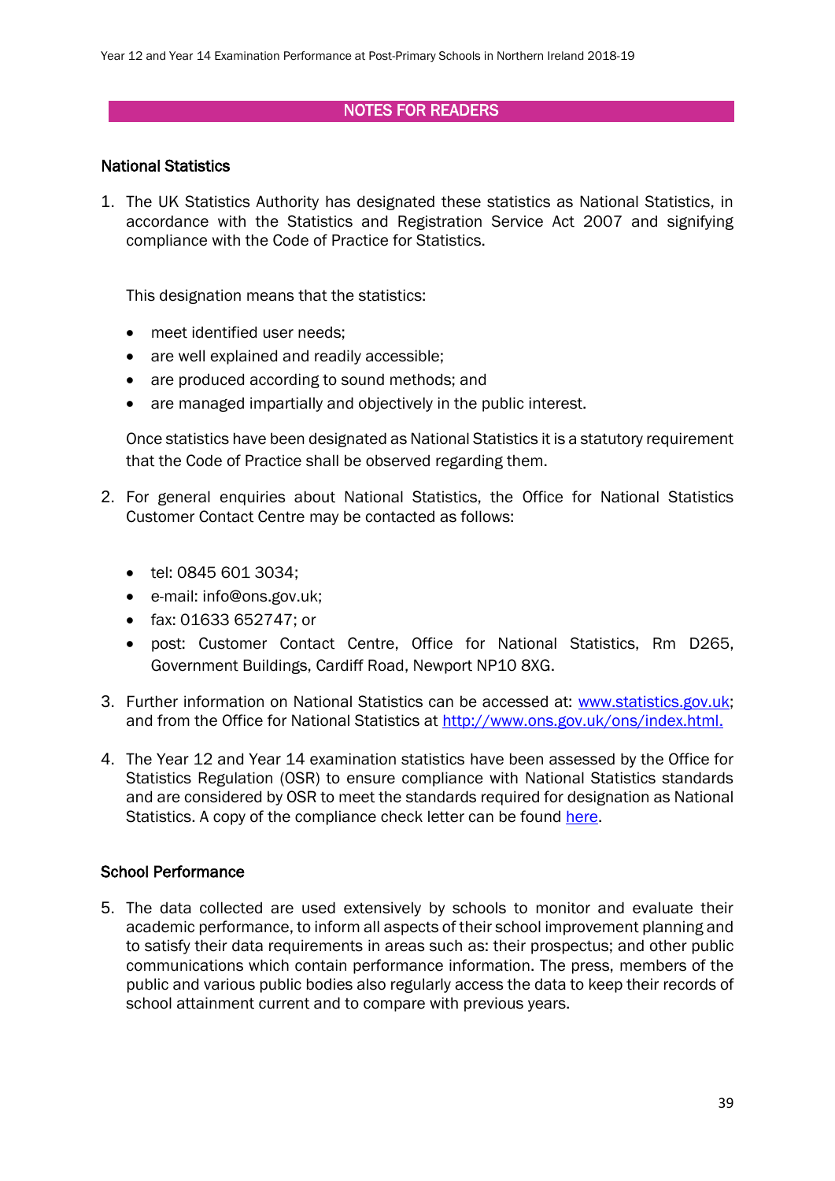## NOTES FOR READERS

### National Statistics

1. The UK Statistics Authority has designated these statistics as National Statistics, in accordance with the Statistics and Registration Service Act 2007 and signifying compliance with the Code of Practice for Statistics.

   This designation means that the statistics:

   - meet identified user needs;
   - are well explained and readily accessible;
   - are produced according to sound methods; and
   - are managed impartially and objectively in the public interest.

   Once statistics have been designated as National Statistics it is a statutory requirement that the Code of Practice shall be observed regarding them.

2. For general enquiries about National Statistics, the Office for National Statistics Customer Contact Centre may be contacted as follows:

   - tel: 0845 601 3034;
   - e-mail: info@ons.gov.uk;
   - fax: 01633 652747; or
   - post: Customer Contact Centre, Office for National Statistics, Rm D265, Government Buildings, Cardiff Road, Newport NP10 8XG.

3. Further information on National Statistics can be accessed at: www.statistics.gov.uk; and from the Office for National Statistics at http://www.ons.gov.uk/ons/index.html.

4. The Year 12 and Year 14 examination statistics have been assessed by the Office for Statistics Regulation (OSR) to ensure compliance with National Statistics standards and are considered by OSR to meet the standards required for designation as National Statistics. A copy of the compliance check letter can be found here.

### School Performance

5. The data collected are used extensively by schools to monitor and evaluate their academic performance, to inform all aspects of their school improvement planning and to satisfy their data requirements in areas such as: their prospectus; and other public communications which contain performance information. The press, members of the public and various public bodies also regularly access the data to keep their records of school attainment current and to compare with previous years.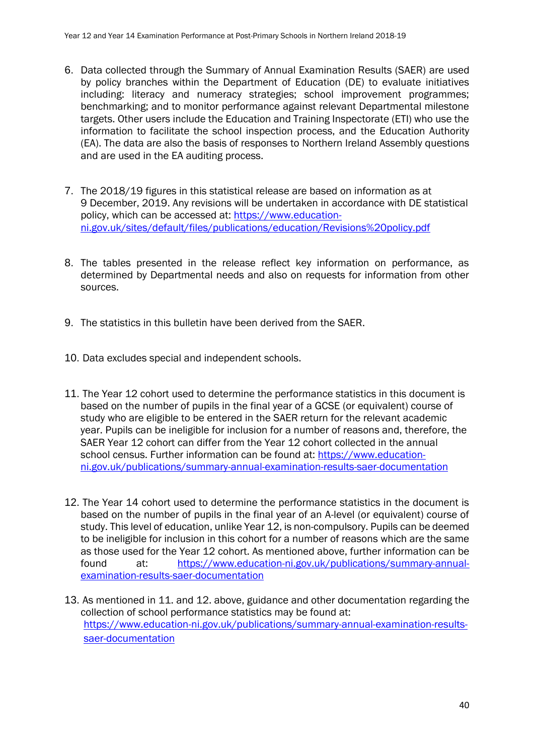6. Data collected through the Summary of Annual Examination Results (SAER) are used by policy branches within the Department of Education (DE) to evaluate initiatives including: literacy and numeracy strategies; school improvement programmes; benchmarking; and to monitor performance against relevant Departmental milestone targets. Other users include the Education and Training Inspectorate (ETI) who use the information to facilitate the school inspection process, and the Education Authority (EA). The data are also the basis of responses to Northern Ireland Assembly questions and are used in the EA auditing process.

7. The 2018/19 figures in this statistical release are based on information as at 9 December, 2019. Any revisions will be undertaken in accordance with DE statistical policy, which can be accessed at: https://www.education-ni.gov.uk/sites/default/files/publications/education/Revisions%20policy.pdf

8. The tables presented in the release reflect key information on performance, as determined by Departmental needs and also on requests for information from other sources.

9. The statistics in this bulletin have been derived from the SAER.

10. Data excludes special and independent schools.

11. The Year 12 cohort used to determine the performance statistics in this document is based on the number of pupils in the final year of a GCSE (or equivalent) course of study who are eligible to be entered in the SAER return for the relevant academic year. Pupils can be ineligible for inclusion for a number of reasons and, therefore, the SAER Year 12 cohort can differ from the Year 12 cohort collected in the annual school census. Further information can be found at: https://www.education-ni.gov.uk/publications/summary-annual-examination-results-saer-documentation

12. The Year 14 cohort used to determine the performance statistics in the document is based on the number of pupils in the final year of an A-level (or equivalent) course of study. This level of education, unlike Year 12, is non-compulsory. Pupils can be deemed to be ineligible for inclusion in this cohort for a number of reasons which are the same as those used for the Year 12 cohort. As mentioned above, further information can be found at: https://www.education-ni.gov.uk/publications/summary-annual-examination-results-saer-documentation

13. As mentioned in 11. and 12. above, guidance and other documentation regarding the collection of school performance statistics may be found at: https://www.education-ni.gov.uk/publications/summary-annual-examination-results-saer-documentation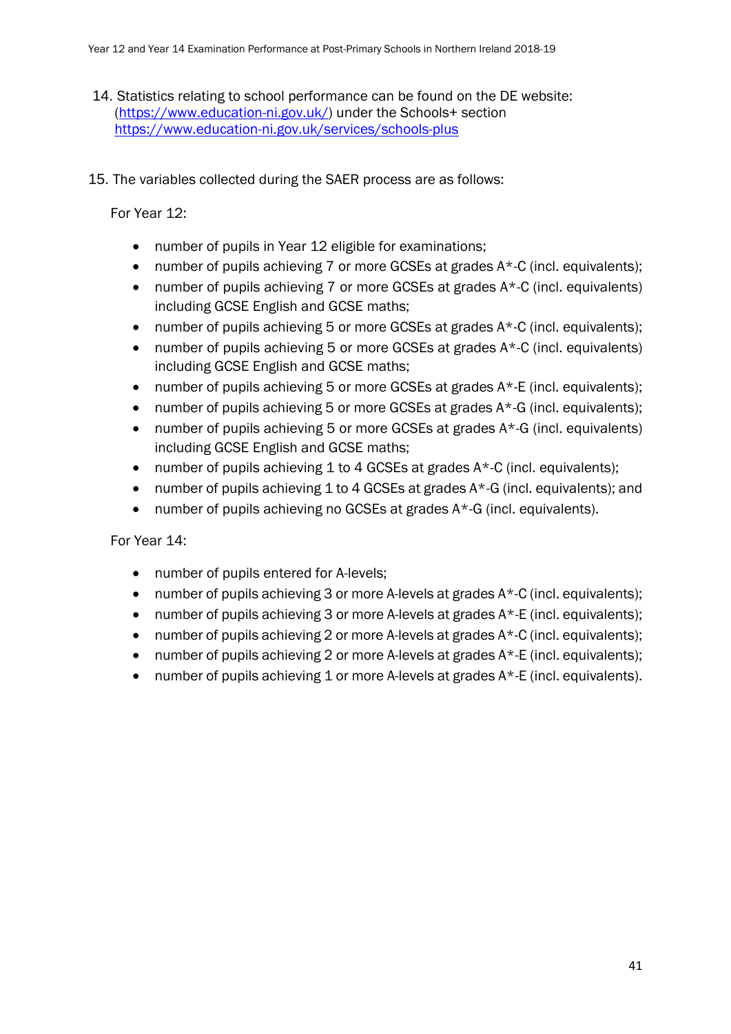14. Statistics relating to school performance can be found on the DE website: (https://www.education-ni.gov.uk/) under the Schools+ section https://www.education-ni.gov.uk/services/schools-plus

15. The variables collected during the SAER process are as follows:

    For Year 12:

    - number of pupils in Year 12 eligible for examinations;
    - number of pupils achieving 7 or more GCSEs at grades A*-C (incl. equivalents);
    - number of pupils achieving 7 or more GCSEs at grades A*-C (incl. equivalents) including GCSE English and GCSE maths;
    - number of pupils achieving 5 or more GCSEs at grades A*-C (incl. equivalents);
    - number of pupils achieving 5 or more GCSEs at grades A*-C (incl. equivalents) including GCSE English and GCSE maths;
    - number of pupils achieving 5 or more GCSEs at grades A*-E (incl. equivalents);
    - number of pupils achieving 5 or more GCSEs at grades A*-G (incl. equivalents);
    - number of pupils achieving 5 or more GCSEs at grades A*-G (incl. equivalents) including GCSE English and GCSE maths;
    - number of pupils achieving 1 to 4 GCSEs at grades A*-C (incl. equivalents);
    - number of pupils achieving 1 to 4 GCSEs at grades A*-G (incl. equivalents); and
    - number of pupils achieving no GCSEs at grades A*-G (incl. equivalents).

    For Year 14:

    - number of pupils entered for A-levels;
    - number of pupils achieving 3 or more A-levels at grades A*-C (incl. equivalents);
    - number of pupils achieving 3 or more A-levels at grades A*-E (incl. equivalents);
    - number of pupils achieving 2 or more A-levels at grades A*-C (incl. equivalents);
    - number of pupils achieving 2 or more A-levels at grades A*-E (incl. equivalents);
    - number of pupils achieving 1 or more A-levels at grades A*-E (incl. equivalents).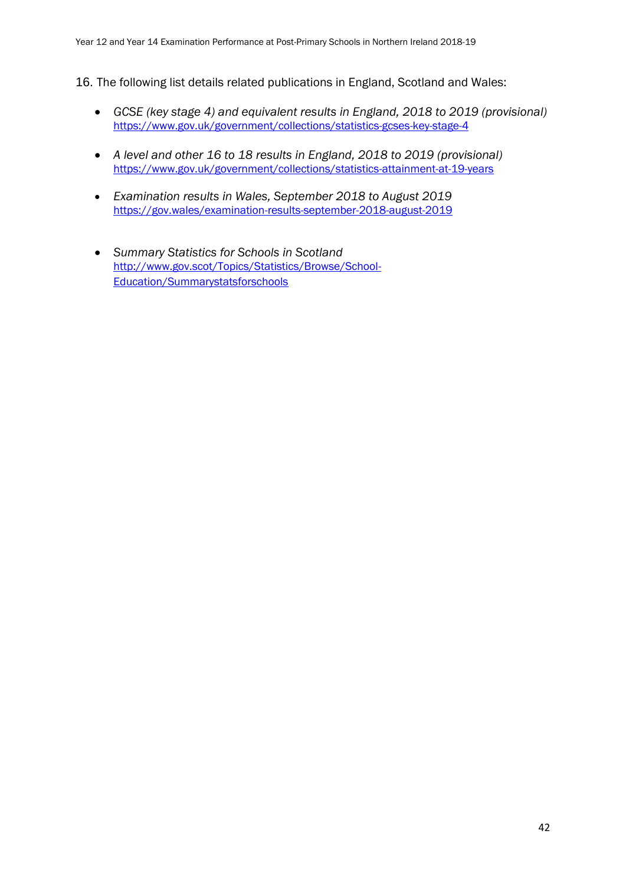16. The following list details related publications in England, Scotland and Wales:

- *GCSE (key stage 4) and equivalent results in England, 2018 to 2019 (provisional)*
  https://www.gov.uk/government/collections/statistics-gcses-key-stage-4

- *A level and other 16 to 18 results in England, 2018 to 2019 (provisional)*
  https://www.gov.uk/government/collections/statistics-attainment-at-19-years

- *Examination results in Wales, September 2018 to August 2019*
  https://gov.wales/examination-results-september-2018-august-2019

- *Summary Statistics for Schools in Scotland*
  http://www.gov.scot/Topics/Statistics/Browse/School-Education/Summarystatsforschools